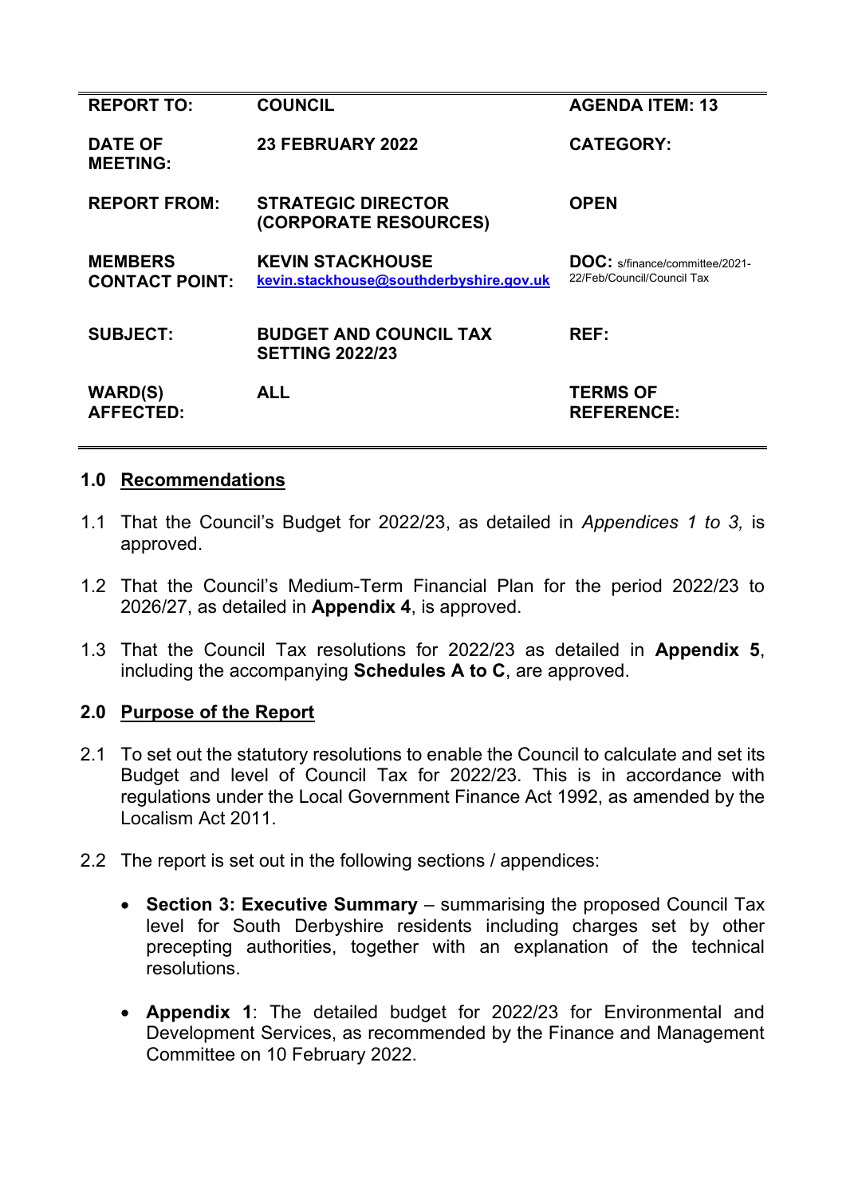| REPORT TO: | COUNCIL | AGENDA ITEM: 13 |
|---|---|---|
| DATE OF MEETING: | 23 FEBRUARY 2022 | CATEGORY: |
| REPORT FROM: | STRATEGIC DIRECTOR (CORPORATE RESOURCES) | OPEN |
| MEMBERS CONTACT POINT: | KEVIN STACKHOUSE kevin.stackhouse@southderbyshire.gov.uk | DOC: s/finance/committee/2021-22/Feb/Council/Council Tax |
| SUBJECT: | BUDGET AND COUNCIL TAX SETTING 2022/23 | REF: |
| WARD(S) AFFECTED: | ALL | TERMS OF REFERENCE: |

## 1.0 Recommendations

1.1 That the Council's Budget for 2022/23, as detailed in *Appendices 1 to 3,* is approved.

1.2 That the Council's Medium-Term Financial Plan for the period 2022/23 to 2026/27, as detailed in **Appendix 4**, is approved.

1.3 That the Council Tax resolutions for 2022/23 as detailed in **Appendix 5**, including the accompanying **Schedules A to C**, are approved.

## 2.0 Purpose of the Report

2.1 To set out the statutory resolutions to enable the Council to calculate and set its Budget and level of Council Tax for 2022/23. This is in accordance with regulations under the Local Government Finance Act 1992, as amended by the Localism Act 2011.

2.2 The report is set out in the following sections / appendices:

- **Section 3: Executive Summary** – summarising the proposed Council Tax level for South Derbyshire residents including charges set by other precepting authorities, together with an explanation of the technical resolutions.

- **Appendix 1**: The detailed budget for 2022/23 for Environmental and Development Services, as recommended by the Finance and Management Committee on 10 February 2022.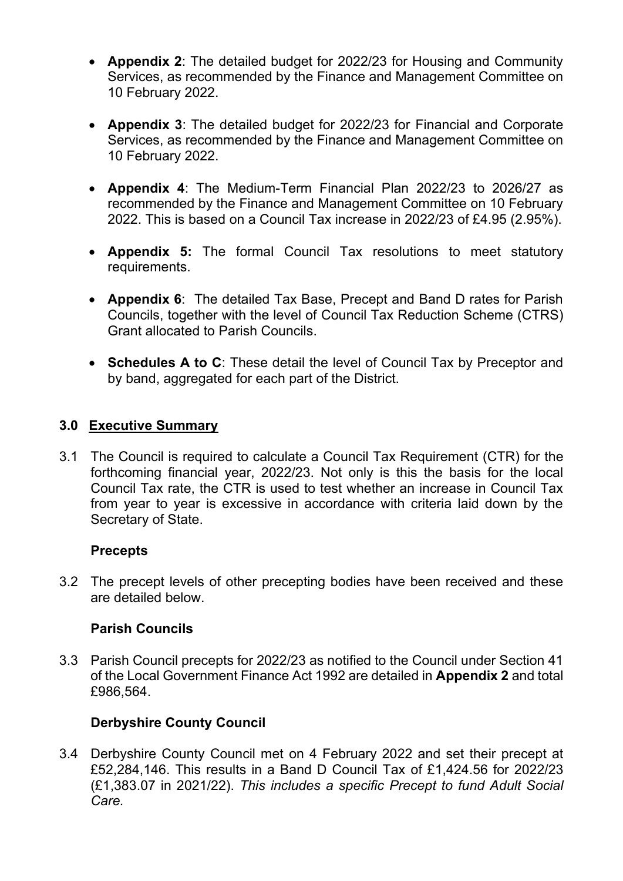- **Appendix 2**: The detailed budget for 2022/23 for Housing and Community Services, as recommended by the Finance and Management Committee on 10 February 2022.

- **Appendix 3**: The detailed budget for 2022/23 for Financial and Corporate Services, as recommended by the Finance and Management Committee on 10 February 2022.

- **Appendix 4**: The Medium-Term Financial Plan 2022/23 to 2026/27 as recommended by the Finance and Management Committee on 10 February 2022. This is based on a Council Tax increase in 2022/23 of £4.95 (2.95%).

- **Appendix 5:** The formal Council Tax resolutions to meet statutory requirements.

- **Appendix 6**: The detailed Tax Base, Precept and Band D rates for Parish Councils, together with the level of Council Tax Reduction Scheme (CTRS) Grant allocated to Parish Councils.

- **Schedules A to C**: These detail the level of Council Tax by Preceptor and by band, aggregated for each part of the District.

## 3.0 Executive Summary

3.1 The Council is required to calculate a Council Tax Requirement (CTR) for the forthcoming financial year, 2022/23. Not only is this the basis for the local Council Tax rate, the CTR is used to test whether an increase in Council Tax from year to year is excessive in accordance with criteria laid down by the Secretary of State.

### Precepts

3.2 The precept levels of other precepting bodies have been received and these are detailed below.

### Parish Councils

3.3 Parish Council precepts for 2022/23 as notified to the Council under Section 41 of the Local Government Finance Act 1992 are detailed in **Appendix 2** and total £986,564.

### Derbyshire County Council

3.4 Derbyshire County Council met on 4 February 2022 and set their precept at £52,284,146. This results in a Band D Council Tax of £1,424.56 for 2022/23 (£1,383.07 in 2021/22). *This includes a specific Precept to fund Adult Social Care.*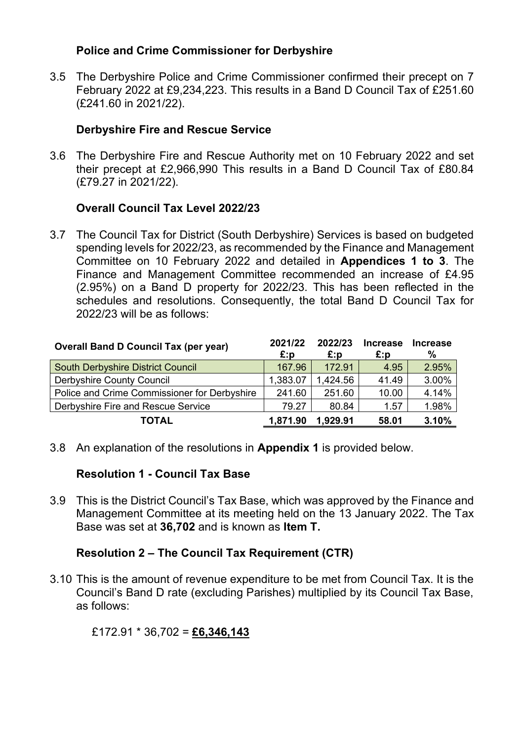### Police and Crime Commissioner for Derbyshire

3.5 The Derbyshire Police and Crime Commissioner confirmed their precept on 7 February 2022 at £9,234,223. This results in a Band D Council Tax of £251.60 (£241.60 in 2021/22).

### Derbyshire Fire and Rescue Service

3.6 The Derbyshire Fire and Rescue Authority met on 10 February 2022 and set their precept at £2,966,990 This results in a Band D Council Tax of £80.84 (£79.27 in 2021/22).

### Overall Council Tax Level 2022/23

3.7 The Council Tax for District (South Derbyshire) Services is based on budgeted spending levels for 2022/23, as recommended by the Finance and Management Committee on 10 February 2022 and detailed in **Appendices 1 to 3**. The Finance and Management Committee recommended an increase of £4.95 (2.95%) on a Band D property for 2022/23. This has been reflected in the schedules and resolutions. Consequently, the total Band D Council Tax for 2022/23 will be as follows:

| Overall Band D Council Tax (per year) | 2021/22 £:p | 2022/23 £:p | Increase £:p | Increase % |
|---|---|---|---|---|
| South Derbyshire District Council | 167.96 | 172.91 | 4.95 | 2.95% |
| Derbyshire County Council | 1,383.07 | 1,424.56 | 41.49 | 3.00% |
| Police and Crime Commissioner for Derbyshire | 241.60 | 251.60 | 10.00 | 4.14% |
| Derbyshire Fire and Rescue Service | 79.27 | 80.84 | 1.57 | 1.98% |
| **TOTAL** | **1,871.90** | **1,929.91** | **58.01** | **3.10%** |

3.8 An explanation of the resolutions in **Appendix 1** is provided below.

### Resolution 1 - Council Tax Base

3.9 This is the District Council's Tax Base, which was approved by the Finance and Management Committee at its meeting held on the 13 January 2022. The Tax Base was set at **36,702** and is known as **Item T.**

### Resolution 2 – The Council Tax Requirement (CTR)

3.10 This is the amount of revenue expenditure to be met from Council Tax. It is the Council's Band D rate (excluding Parishes) multiplied by its Council Tax Base, as follows:

£172.91 * 36,702 = **£6,346,143**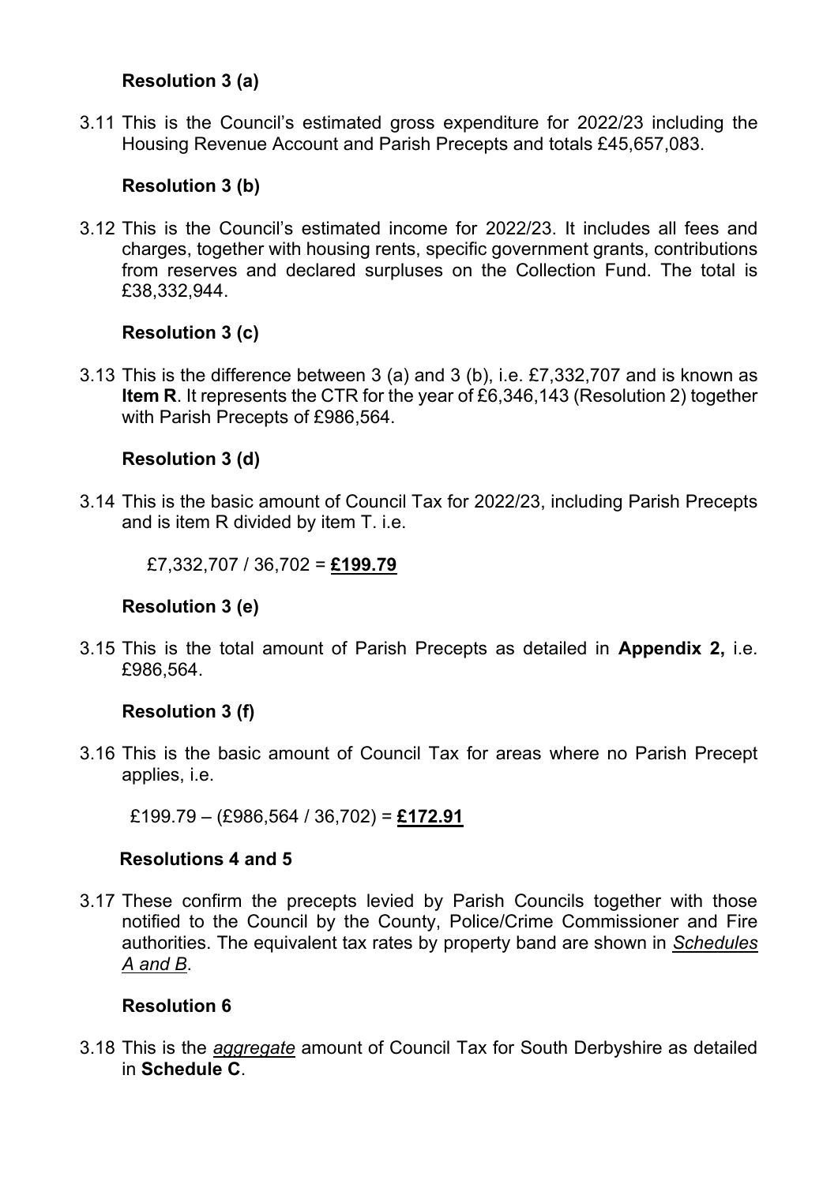**Resolution 3 (a)**

3.11 This is the Council's estimated gross expenditure for 2022/23 including the Housing Revenue Account and Parish Precepts and totals £45,657,083.

**Resolution 3 (b)**

3.12 This is the Council's estimated income for 2022/23. It includes all fees and charges, together with housing rents, specific government grants, contributions from reserves and declared surpluses on the Collection Fund. The total is £38,332,944.

**Resolution 3 (c)**

3.13 This is the difference between 3 (a) and 3 (b), i.e. £7,332,707 and is known as **Item R**. It represents the CTR for the year of £6,346,143 (Resolution 2) together with Parish Precepts of £986,564.

**Resolution 3 (d)**

3.14 This is the basic amount of Council Tax for 2022/23, including Parish Precepts and is item R divided by item T. i.e.

£7,332,707 / 36,702 = **<u>£199.79</u>**

**Resolution 3 (e)**

3.15 This is the total amount of Parish Precepts as detailed in **Appendix 2,** i.e. £986,564.

**Resolution 3 (f)**

3.16 This is the basic amount of Council Tax for areas where no Parish Precept applies, i.e.

£199.79 – (£986,564 / 36,702) = **<u>£172.91</u>**

**Resolutions 4 and 5**

3.17 These confirm the precepts levied by Parish Councils together with those notified to the Council by the County, Police/Crime Commissioner and Fire authorities. The equivalent tax rates by property band are shown in *<u>Schedules A and B</u>*.

**Resolution 6**

3.18 This is the *<u>aggregate</u>* amount of Council Tax for South Derbyshire as detailed in **Schedule C**.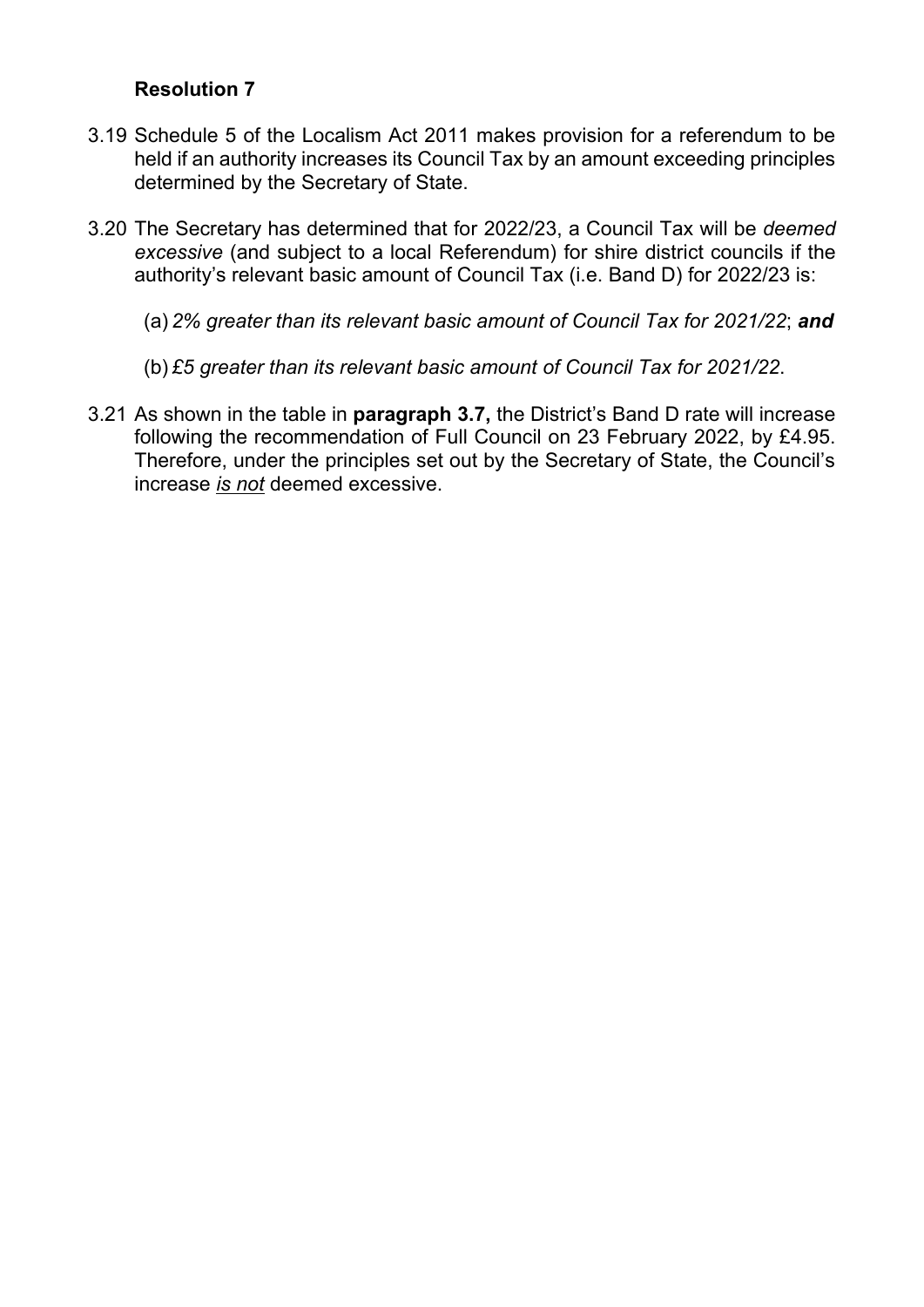**Resolution 7**

3.19 Schedule 5 of the Localism Act 2011 makes provision for a referendum to be held if an authority increases its Council Tax by an amount exceeding principles determined by the Secretary of State.

3.20 The Secretary has determined that for 2022/23, a Council Tax will be *deemed excessive* (and subject to a local Referendum) for shire district councils if the authority's relevant basic amount of Council Tax (i.e. Band D) for 2022/23 is:

(a) *2% greater than its relevant basic amount of Council Tax for 2021/22*; ***and***

(b) *£5 greater than its relevant basic amount of Council Tax for 2021/22*.

3.21 As shown in the table in **paragraph 3.7,** the District's Band D rate will increase following the recommendation of Full Council on 23 February 2022, by £4.95. Therefore, under the principles set out by the Secretary of State, the Council's increase *is not* deemed excessive.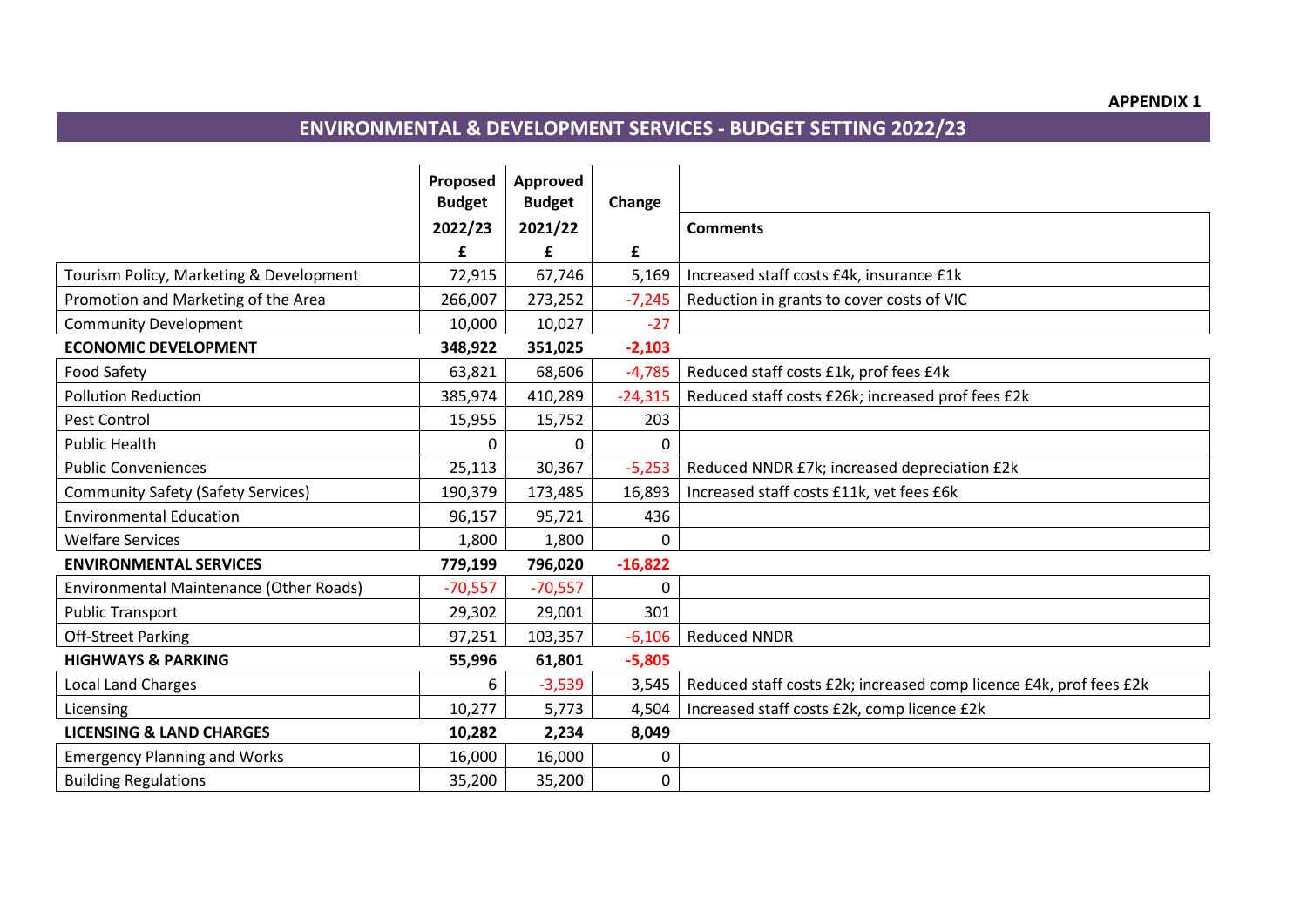**APPENDIX 1**

# ENVIRONMENTAL & DEVELOPMENT SERVICES - BUDGET SETTING 2022/23

| | Proposed Budget 2022/23 £ | Approved Budget 2021/22 £ | Change £ | Comments |
|---|---|---|---|---|
| Tourism Policy, Marketing & Development | 72,915 | 67,746 | 5,169 | Increased staff costs £4k, insurance £1k |
| Promotion and Marketing of the Area | 266,007 | 273,252 | -7,245 | Reduction in grants to cover costs of VIC |
| Community Development | 10,000 | 10,027 | -27 | |
| **ECONOMIC DEVELOPMENT** | **348,922** | **351,025** | **-2,103** | |
| Food Safety | 63,821 | 68,606 | -4,785 | Reduced staff costs £1k, prof fees £4k |
| Pollution Reduction | 385,974 | 410,289 | -24,315 | Reduced staff costs £26k; increased prof fees £2k |
| Pest Control | 15,955 | 15,752 | 203 | |
| Public Health | 0 | 0 | 0 | |
| Public Conveniences | 25,113 | 30,367 | -5,253 | Reduced NNDR £7k; increased depreciation £2k |
| Community Safety (Safety Services) | 190,379 | 173,485 | 16,893 | Increased staff costs £11k, vet fees £6k |
| Environmental Education | 96,157 | 95,721 | 436 | |
| Welfare Services | 1,800 | 1,800 | 0 | |
| **ENVIRONMENTAL SERVICES** | **779,199** | **796,020** | **-16,822** | |
| Environmental Maintenance (Other Roads) | -70,557 | -70,557 | 0 | |
| Public Transport | 29,302 | 29,001 | 301 | |
| Off-Street Parking | 97,251 | 103,357 | -6,106 | Reduced NNDR |
| **HIGHWAYS & PARKING** | **55,996** | **61,801** | **-5,805** | |
| Local Land Charges | 6 | -3,539 | 3,545 | Reduced staff costs £2k; increased comp licence £4k, prof fees £2k |
| Licensing | 10,277 | 5,773 | 4,504 | Increased staff costs £2k, comp licence £2k |
| **LICENSING & LAND CHARGES** | **10,282** | **2,234** | **8,049** | |
| Emergency Planning and Works | 16,000 | 16,000 | 0 | |
| Building Regulations | 35,200 | 35,200 | 0 | |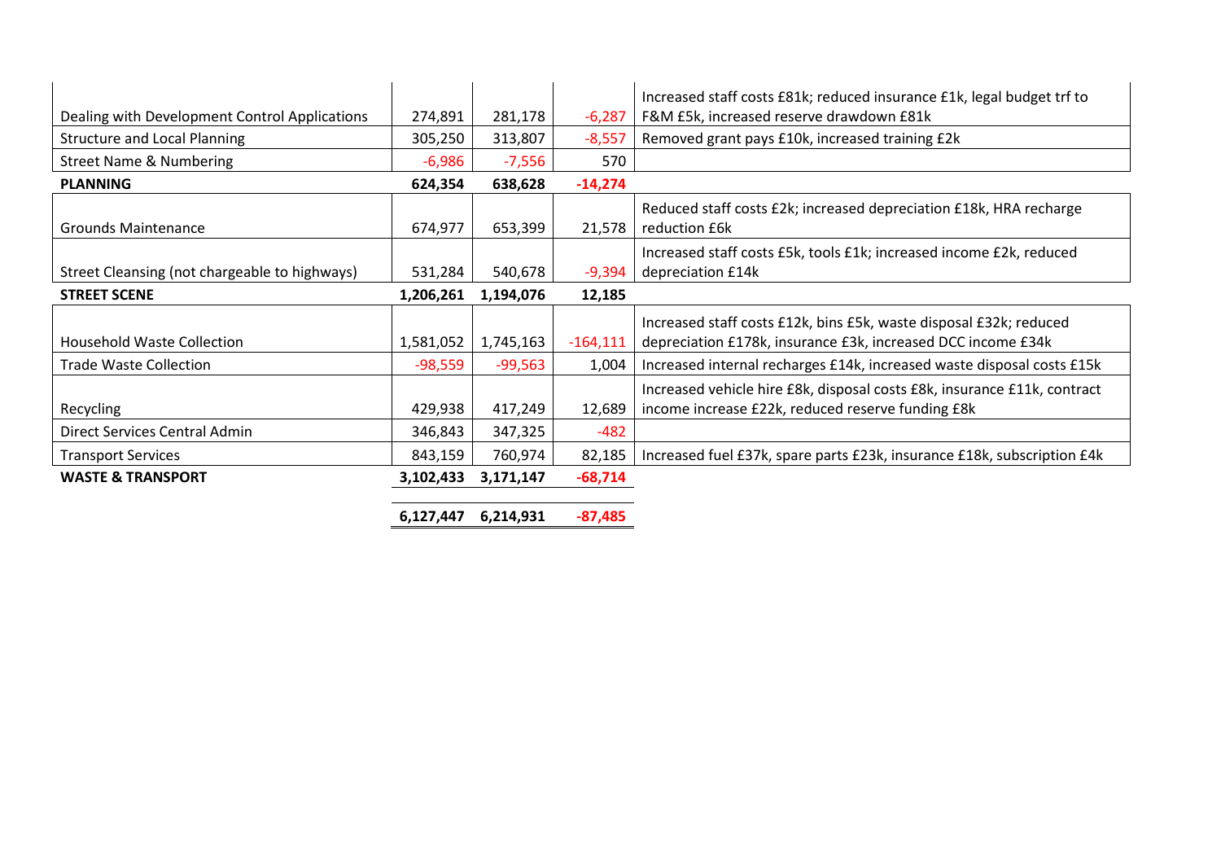| | | | | |
|---|---|---|---|---|
| Dealing with Development Control Applications | 274,891 | 281,178 | -6,287 | Increased staff costs £81k; reduced insurance £1k, legal budget trf to F&M £5k, increased reserve drawdown £81k |
| Structure and Local Planning | 305,250 | 313,807 | -8,557 | Removed grant pays £10k, increased training £2k |
| Street Name & Numbering | -6,986 | -7,556 | 570 | |
| **PLANNING** | **624,354** | **638,628** | **-14,274** | |
| Grounds Maintenance | 674,977 | 653,399 | 21,578 | Reduced staff costs £2k; increased depreciation £18k, HRA recharge reduction £6k |
| Street Cleansing (not chargeable to highways) | 531,284 | 540,678 | -9,394 | Increased staff costs £5k, tools £1k; increased income £2k, reduced depreciation £14k |
| **STREET SCENE** | **1,206,261** | **1,194,076** | **12,185** | |
| Household Waste Collection | 1,581,052 | 1,745,163 | -164,111 | Increased staff costs £12k, bins £5k, waste disposal £32k; reduced depreciation £178k, insurance £3k, increased DCC income £34k |
| Trade Waste Collection | -98,559 | -99,563 | 1,004 | Increased internal recharges £14k, increased waste disposal costs £15k |
| Recycling | 429,938 | 417,249 | 12,689 | Increased vehicle hire £8k, disposal costs £8k, insurance £11k, contract income increase £22k, reduced reserve funding £8k |
| Direct Services Central Admin | 346,843 | 347,325 | -482 | |
| Transport Services | 843,159 | 760,974 | 82,185 | Increased fuel £37k, spare parts £23k, insurance £18k, subscription £4k |
| **WASTE & TRANSPORT** | **3,102,433** | **3,171,147** | **-68,714** | |
| | **6,127,447** | **6,214,931** | **-87,485** | |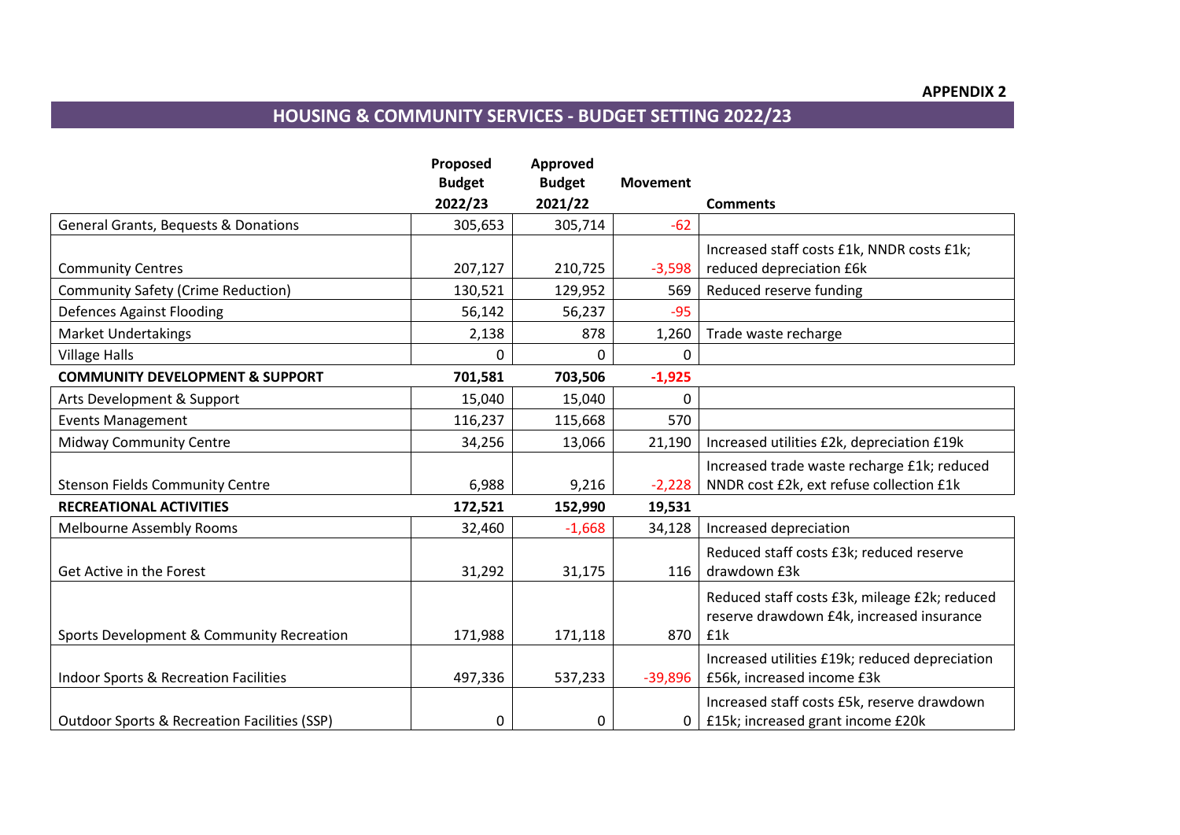**APPENDIX 2**

## HOUSING & COMMUNITY SERVICES - BUDGET SETTING 2022/23

| | Proposed Budget 2022/23 | Approved Budget 2021/22 | Movement | Comments |
|---|---|---|---|---|
| General Grants, Bequests & Donations | 305,653 | 305,714 | -62 | |
| Community Centres | 207,127 | 210,725 | -3,598 | Increased staff costs £1k, NNDR costs £1k; reduced depreciation £6k |
| Community Safety (Crime Reduction) | 130,521 | 129,952 | 569 | Reduced reserve funding |
| Defences Against Flooding | 56,142 | 56,237 | -95 | |
| Market Undertakings | 2,138 | 878 | 1,260 | Trade waste recharge |
| Village Halls | 0 | 0 | 0 | |
| **COMMUNITY DEVELOPMENT & SUPPORT** | **701,581** | **703,506** | **-1,925** | |
| Arts Development & Support | 15,040 | 15,040 | 0 | |
| Events Management | 116,237 | 115,668 | 570 | |
| Midway Community Centre | 34,256 | 13,066 | 21,190 | Increased utilities £2k, depreciation £19k |
| Stenson Fields Community Centre | 6,988 | 9,216 | -2,228 | Increased trade waste recharge £1k; reduced NNDR cost £2k, ext refuse collection £1k |
| **RECREATIONAL ACTIVITIES** | **172,521** | **152,990** | **19,531** | |
| Melbourne Assembly Rooms | 32,460 | -1,668 | 34,128 | Increased depreciation |
| Get Active in the Forest | 31,292 | 31,175 | 116 | Reduced staff costs £3k; reduced reserve drawdown £3k |
| Sports Development & Community Recreation | 171,988 | 171,118 | 870 | Reduced staff costs £3k, mileage £2k; reduced reserve drawdown £4k, increased insurance £1k |
| Indoor Sports & Recreation Facilities | 497,336 | 537,233 | -39,896 | Increased utilities £19k; reduced depreciation £56k, increased income £3k |
| Outdoor Sports & Recreation Facilities (SSP) | 0 | 0 | 0 | Increased staff costs £5k, reserve drawdown £15k; increased grant income £20k |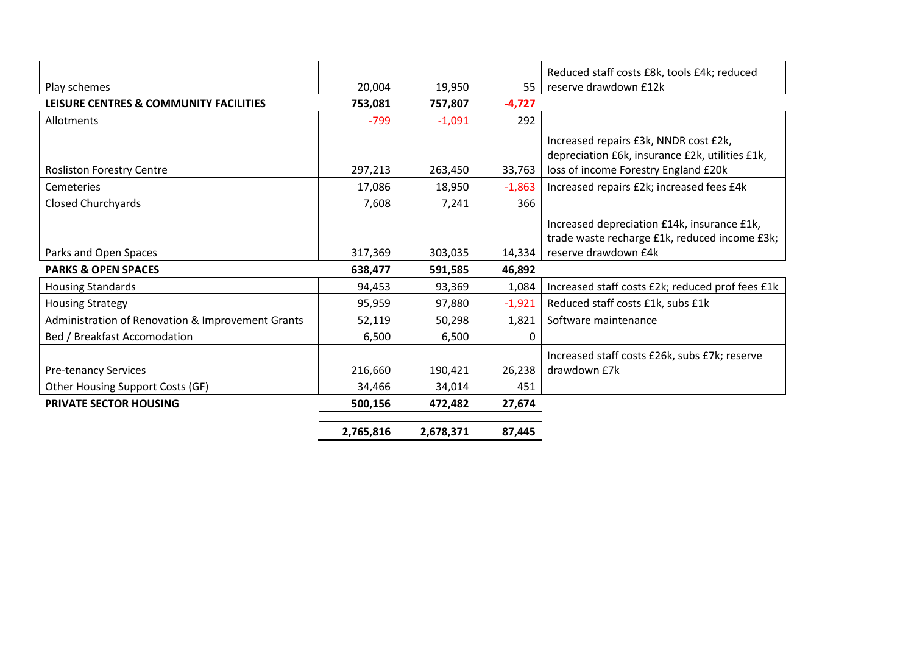| | | | | |
|---|---|---|---|---|
| Play schemes | 20,004 | 19,950 | 55 | Reduced staff costs £8k, tools £4k; reduced reserve drawdown £12k |
| **LEISURE CENTRES & COMMUNITY FACILITIES** | **753,081** | **757,807** | **-4,727** | |
| Allotments | -799 | -1,091 | 292 | |
| Rosliston Forestry Centre | 297,213 | 263,450 | 33,763 | Increased repairs £3k, NNDR cost £2k, depreciation £6k, insurance £2k, utilities £1k, loss of income Forestry England £20k |
| Cemeteries | 17,086 | 18,950 | -1,863 | Increased repairs £2k; increased fees £4k |
| Closed Churchyards | 7,608 | 7,241 | 366 | |
| Parks and Open Spaces | 317,369 | 303,035 | 14,334 | Increased depreciation £14k, insurance £1k, trade waste recharge £1k, reduced income £3k; reserve drawdown £4k |
| **PARKS & OPEN SPACES** | **638,477** | **591,585** | **46,892** | |
| Housing Standards | 94,453 | 93,369 | 1,084 | Increased staff costs £2k; reduced prof fees £1k |
| Housing Strategy | 95,959 | 97,880 | -1,921 | Reduced staff costs £1k, subs £1k |
| Administration of Renovation & Improvement Grants | 52,119 | 50,298 | 1,821 | Software maintenance |
| Bed / Breakfast Accomodation | 6,500 | 6,500 | 0 | |
| Pre-tenancy Services | 216,660 | 190,421 | 26,238 | Increased staff costs £26k, subs £7k; reserve drawdown £7k |
| Other Housing Support Costs (GF) | 34,466 | 34,014 | 451 | |
| **PRIVATE SECTOR HOUSING** | **500,156** | **472,482** | **27,674** | |
| | **2,765,816** | **2,678,371** | **87,445** | |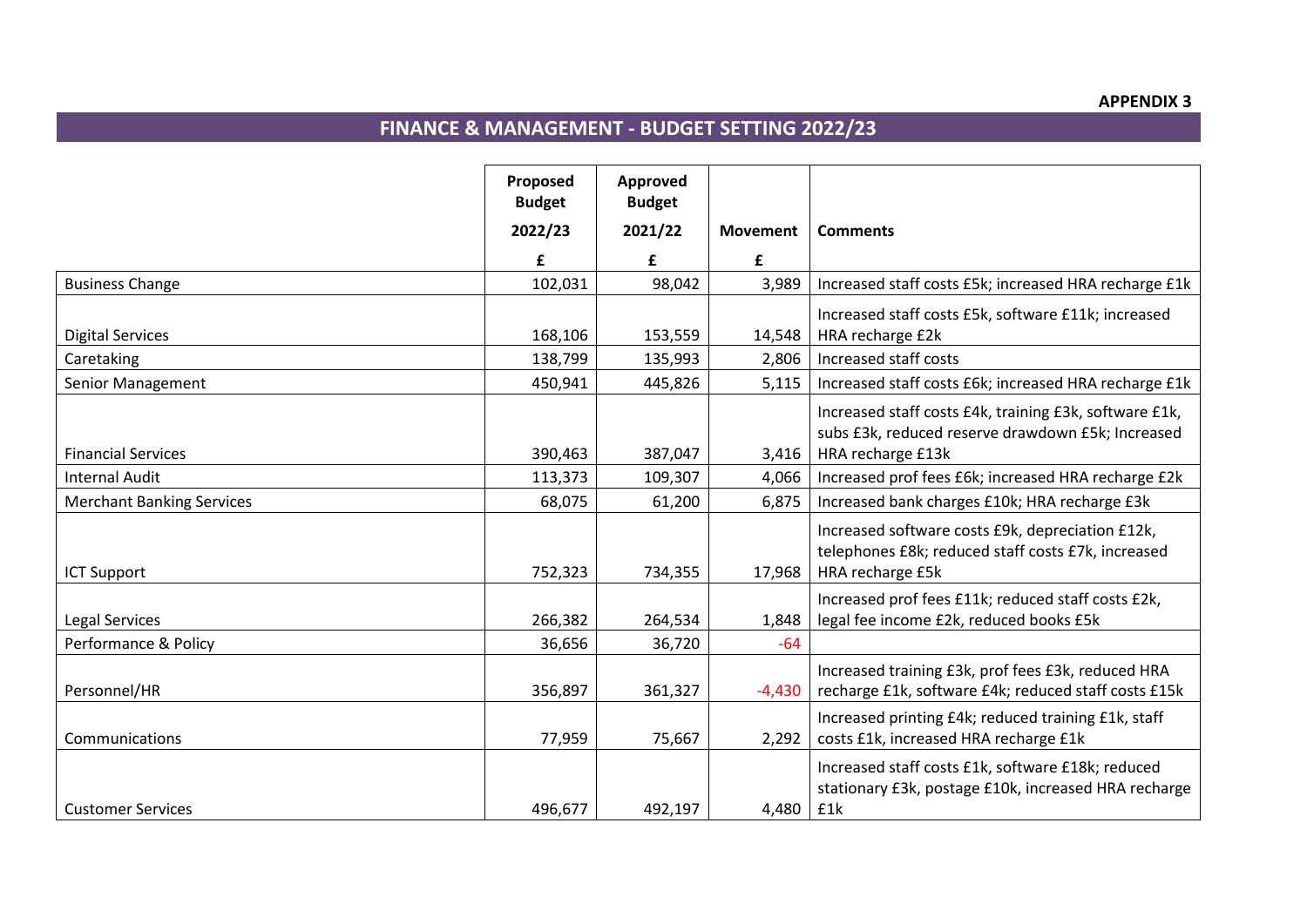**APPENDIX 3**

## FINANCE & MANAGEMENT - BUDGET SETTING 2022/23

| | Proposed Budget 2022/23 £ | Approved Budget 2021/22 £ | Movement £ | Comments |
|---|---|---|---|---|
| Business Change | 102,031 | 98,042 | 3,989 | Increased staff costs £5k; increased HRA recharge £1k |
| Digital Services | 168,106 | 153,559 | 14,548 | Increased staff costs £5k, software £11k; increased HRA recharge £2k |
| Caretaking | 138,799 | 135,993 | 2,806 | Increased staff costs |
| Senior Management | 450,941 | 445,826 | 5,115 | Increased staff costs £6k; increased HRA recharge £1k |
| Financial Services | 390,463 | 387,047 | 3,416 | Increased staff costs £4k, training £3k, software £1k, subs £3k, reduced reserve drawdown £5k; Increased HRA recharge £13k |
| Internal Audit | 113,373 | 109,307 | 4,066 | Increased prof fees £6k; increased HRA recharge £2k |
| Merchant Banking Services | 68,075 | 61,200 | 6,875 | Increased bank charges £10k; HRA recharge £3k |
| ICT Support | 752,323 | 734,355 | 17,968 | Increased software costs £9k, depreciation £12k, telephones £8k; reduced staff costs £7k, increased HRA recharge £5k |
| Legal Services | 266,382 | 264,534 | 1,848 | Increased prof fees £11k; reduced staff costs £2k, legal fee income £2k, reduced books £5k |
| Performance & Policy | 36,656 | 36,720 | -64 | |
| Personnel/HR | 356,897 | 361,327 | -4,430 | Increased training £3k, prof fees £3k, reduced HRA recharge £1k, software £4k; reduced staff costs £15k |
| Communications | 77,959 | 75,667 | 2,292 | Increased printing £4k; reduced training £1k, staff costs £1k, increased HRA recharge £1k |
| Customer Services | 496,677 | 492,197 | 4,480 | Increased staff costs £1k, software £18k; reduced stationary £3k, postage £10k, increased HRA recharge £1k |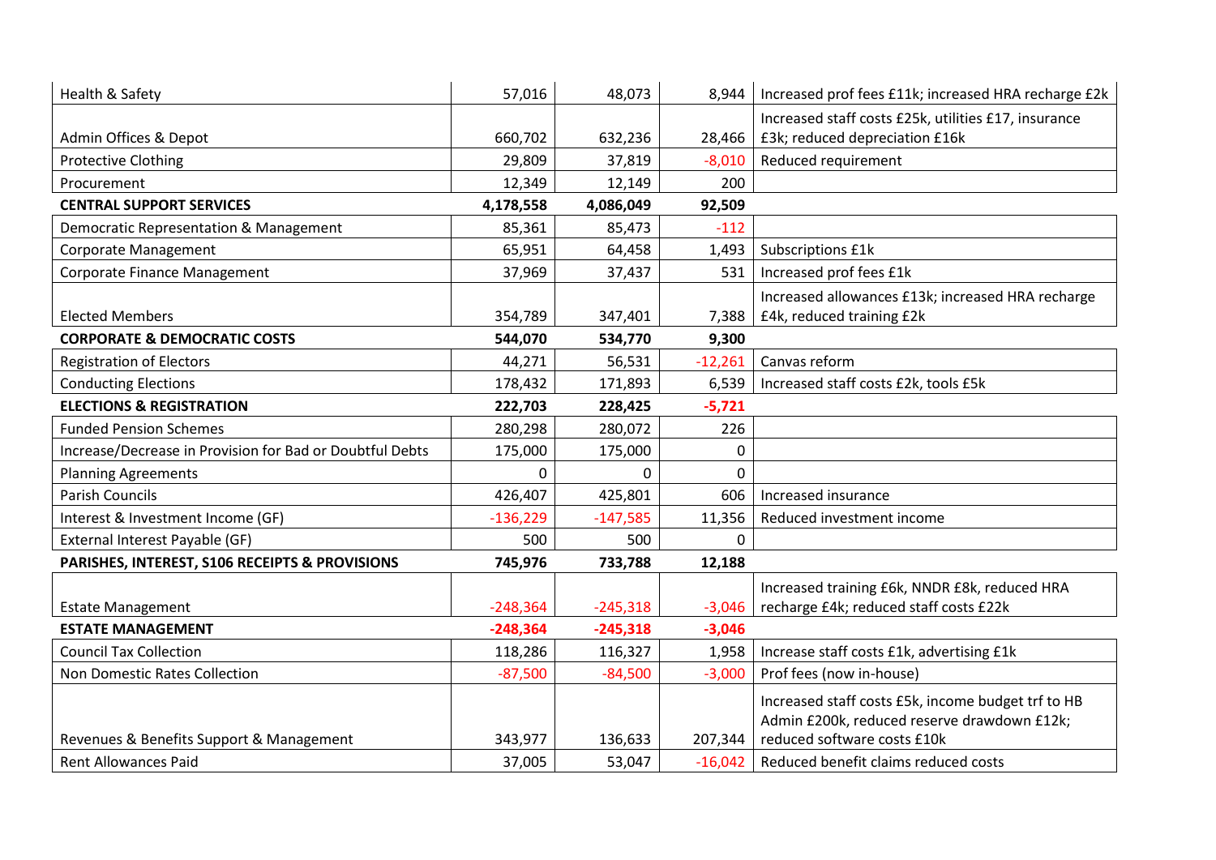| | | | | |
|---|---|---|---|---|
| Health & Safety | 57,016 | 48,073 | 8,944 | Increased prof fees £11k; increased HRA recharge £2k |
| Admin Offices & Depot | 660,702 | 632,236 | 28,466 | Increased staff costs £25k, utilities £17, insurance £3k; reduced depreciation £16k |
| Protective Clothing | 29,809 | 37,819 | -8,010 | Reduced requirement |
| Procurement | 12,349 | 12,149 | 200 | |
| **CENTRAL SUPPORT SERVICES** | **4,178,558** | **4,086,049** | **92,509** | |
| Democratic Representation & Management | 85,361 | 85,473 | -112 | |
| Corporate Management | 65,951 | 64,458 | 1,493 | Subscriptions £1k |
| Corporate Finance Management | 37,969 | 37,437 | 531 | Increased prof fees £1k |
| Elected Members | 354,789 | 347,401 | 7,388 | Increased allowances £13k; increased HRA recharge £4k, reduced training £2k |
| **CORPORATE & DEMOCRATIC COSTS** | **544,070** | **534,770** | **9,300** | |
| Registration of Electors | 44,271 | 56,531 | -12,261 | Canvas reform |
| Conducting Elections | 178,432 | 171,893 | 6,539 | Increased staff costs £2k, tools £5k |
| **ELECTIONS & REGISTRATION** | **222,703** | **228,425** | **-5,721** | |
| Funded Pension Schemes | 280,298 | 280,072 | 226 | |
| Increase/Decrease in Provision for Bad or Doubtful Debts | 175,000 | 175,000 | 0 | |
| Planning Agreements | 0 | 0 | 0 | |
| Parish Councils | 426,407 | 425,801 | 606 | Increased insurance |
| Interest & Investment Income (GF) | -136,229 | -147,585 | 11,356 | Reduced investment income |
| External Interest Payable (GF) | 500 | 500 | 0 | |
| **PARISHES, INTEREST, S106 RECEIPTS & PROVISIONS** | **745,976** | **733,788** | **12,188** | |
| Estate Management | -248,364 | -245,318 | -3,046 | Increased training £6k, NNDR £8k, reduced HRA recharge £4k; reduced staff costs £22k |
| **ESTATE MANAGEMENT** | **-248,364** | **-245,318** | **-3,046** | |
| Council Tax Collection | 118,286 | 116,327 | 1,958 | Increase staff costs £1k, advertising £1k |
| Non Domestic Rates Collection | -87,500 | -84,500 | -3,000 | Prof fees (now in-house) |
| Revenues & Benefits Support & Management | 343,977 | 136,633 | 207,344 | Increased staff costs £5k, income budget trf to HB Admin £200k, reduced reserve drawdown £12k; reduced software costs £10k |
| Rent Allowances Paid | 37,005 | 53,047 | -16,042 | Reduced benefit claims reduced costs |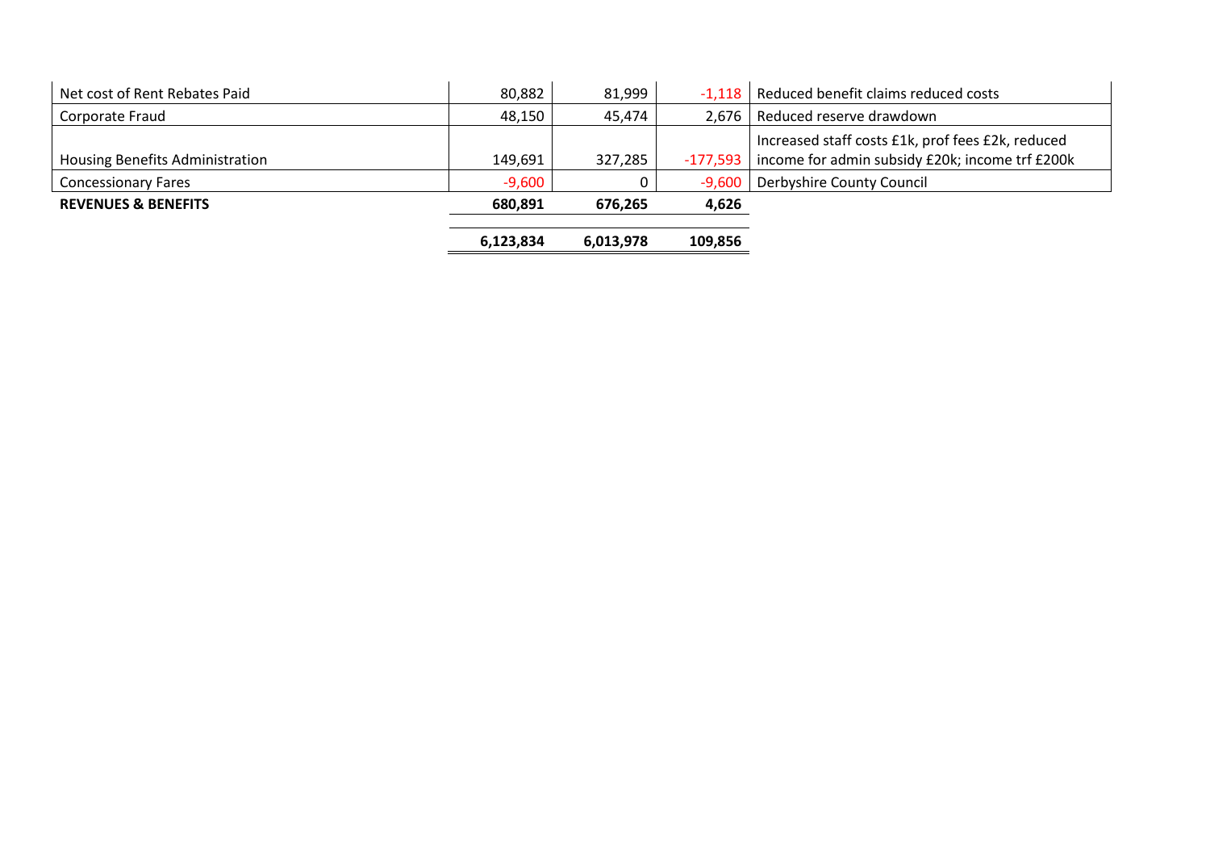| | | | | |
|---|---|---|---|---|
| Net cost of Rent Rebates Paid | 80,882 | 81,999 | -1,118 | Reduced benefit claims reduced costs |
| Corporate Fraud | 48,150 | 45,474 | 2,676 | Reduced reserve drawdown |
| Housing Benefits Administration | 149,691 | 327,285 | -177,593 | Increased staff costs £1k, prof fees £2k, reduced income for admin subsidy £20k; income trf £200k |
| Concessionary Fares | -9,600 | 0 | -9,600 | Derbyshire County Council |
| **REVENUES & BENEFITS** | **680,891** | **676,265** | **4,626** | |
| | **6,123,834** | **6,013,978** | **109,856** | |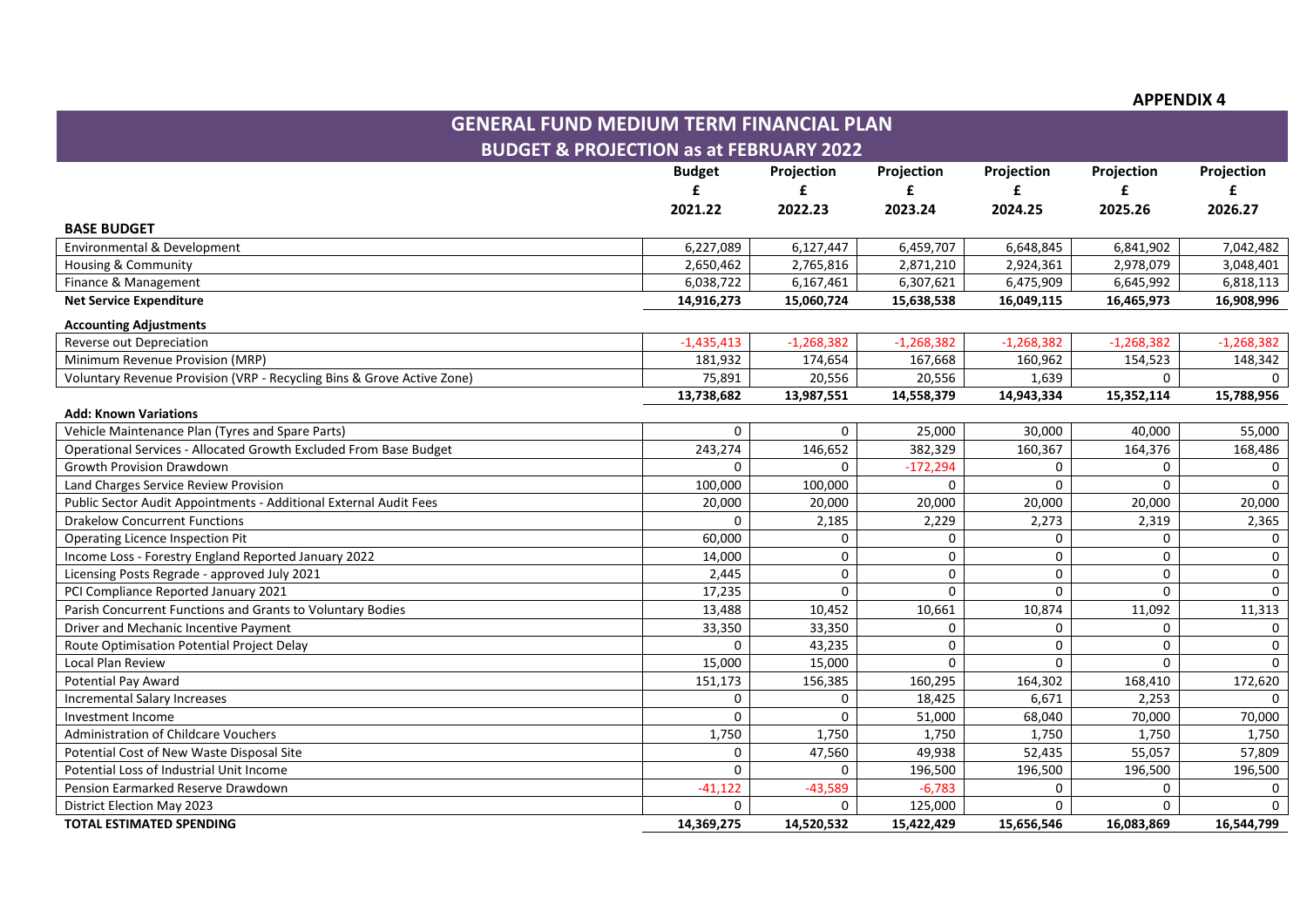**APPENDIX 4**

# GENERAL FUND MEDIUM TERM FINANCIAL PLAN

## BUDGET & PROJECTION as at FEBRUARY 2022

| | Budget<br>£<br>2021.22 | Projection<br>£<br>2022.23 | Projection<br>£<br>2023.24 | Projection<br>£<br>2024.25 | Projection<br>£<br>2025.26 | Projection<br>£<br>2026.27 |
|---|---|---|---|---|---|---|
| **BASE BUDGET** | | | | | | |
| Environmental & Development | 6,227,089 | 6,127,447 | 6,459,707 | 6,648,845 | 6,841,902 | 7,042,482 |
| Housing & Community | 2,650,462 | 2,765,816 | 2,871,210 | 2,924,361 | 2,978,079 | 3,048,401 |
| Finance & Management | 6,038,722 | 6,167,461 | 6,307,621 | 6,475,909 | 6,645,992 | 6,818,113 |
| **Net Service Expenditure** | **14,916,273** | **15,060,724** | **15,638,538** | **16,049,115** | **16,465,973** | **16,908,996** |
| **Accounting Adjustments** | | | | | | |
| Reverse out Depreciation | -1,435,413 | -1,268,382 | -1,268,382 | -1,268,382 | -1,268,382 | -1,268,382 |
| Minimum Revenue Provision (MRP) | 181,932 | 174,654 | 167,668 | 160,962 | 154,523 | 148,342 |
| Voluntary Revenue Provision (VRP - Recycling Bins & Grove Active Zone) | 75,891 | 20,556 | 20,556 | 1,639 | 0 | 0 |
| | **13,738,682** | **13,987,551** | **14,558,379** | **14,943,334** | **15,352,114** | **15,788,956** |
| **Add: Known Variations** | | | | | | |
| Vehicle Maintenance Plan (Tyres and Spare Parts) | 0 | 0 | 25,000 | 30,000 | 40,000 | 55,000 |
| Operational Services - Allocated Growth Excluded From Base Budget | 243,274 | 146,652 | 382,329 | 160,367 | 164,376 | 168,486 |
| Growth Provision Drawdown | 0 | 0 | -172,294 | 0 | 0 | 0 |
| Land Charges Service Review Provision | 100,000 | 100,000 | 0 | 0 | 0 | 0 |
| Public Sector Audit Appointments - Additional External Audit Fees | 20,000 | 20,000 | 20,000 | 20,000 | 20,000 | 20,000 |
| Drakelow Concurrent Functions | 0 | 2,185 | 2,229 | 2,273 | 2,319 | 2,365 |
| Operating Licence Inspection Pit | 60,000 | 0 | 0 | 0 | 0 | 0 |
| Income Loss - Forestry England Reported January 2022 | 14,000 | 0 | 0 | 0 | 0 | 0 |
| Licensing Posts Regrade - approved July 2021 | 2,445 | 0 | 0 | 0 | 0 | 0 |
| PCI Compliance Reported January 2021 | 17,235 | 0 | 0 | 0 | 0 | 0 |
| Parish Concurrent Functions and Grants to Voluntary Bodies | 13,488 | 10,452 | 10,661 | 10,874 | 11,092 | 11,313 |
| Driver and Mechanic Incentive Payment | 33,350 | 33,350 | 0 | 0 | 0 | 0 |
| Route Optimisation Potential Project Delay | 0 | 43,235 | 0 | 0 | 0 | 0 |
| Local Plan Review | 15,000 | 15,000 | 0 | 0 | 0 | 0 |
| Potential Pay Award | 151,173 | 156,385 | 160,295 | 164,302 | 168,410 | 172,620 |
| Incremental Salary Increases | 0 | 0 | 18,425 | 6,671 | 2,253 | 0 |
| Investment Income | 0 | 0 | 51,000 | 68,040 | 70,000 | 70,000 |
| Administration of Childcare Vouchers | 1,750 | 1,750 | 1,750 | 1,750 | 1,750 | 1,750 |
| Potential Cost of New Waste Disposal Site | 0 | 47,560 | 49,938 | 52,435 | 55,057 | 57,809 |
| Potential Loss of Industrial Unit Income | 0 | 0 | 196,500 | 196,500 | 196,500 | 196,500 |
| Pension Earmarked Reserve Drawdown | -41,122 | -43,589 | -6,783 | 0 | 0 | 0 |
| District Election May 2023 | 0 | 0 | 125,000 | 0 | 0 | 0 |
| **TOTAL ESTIMATED SPENDING** | **14,369,275** | **14,520,532** | **15,422,429** | **15,656,546** | **16,083,869** | **16,544,799** |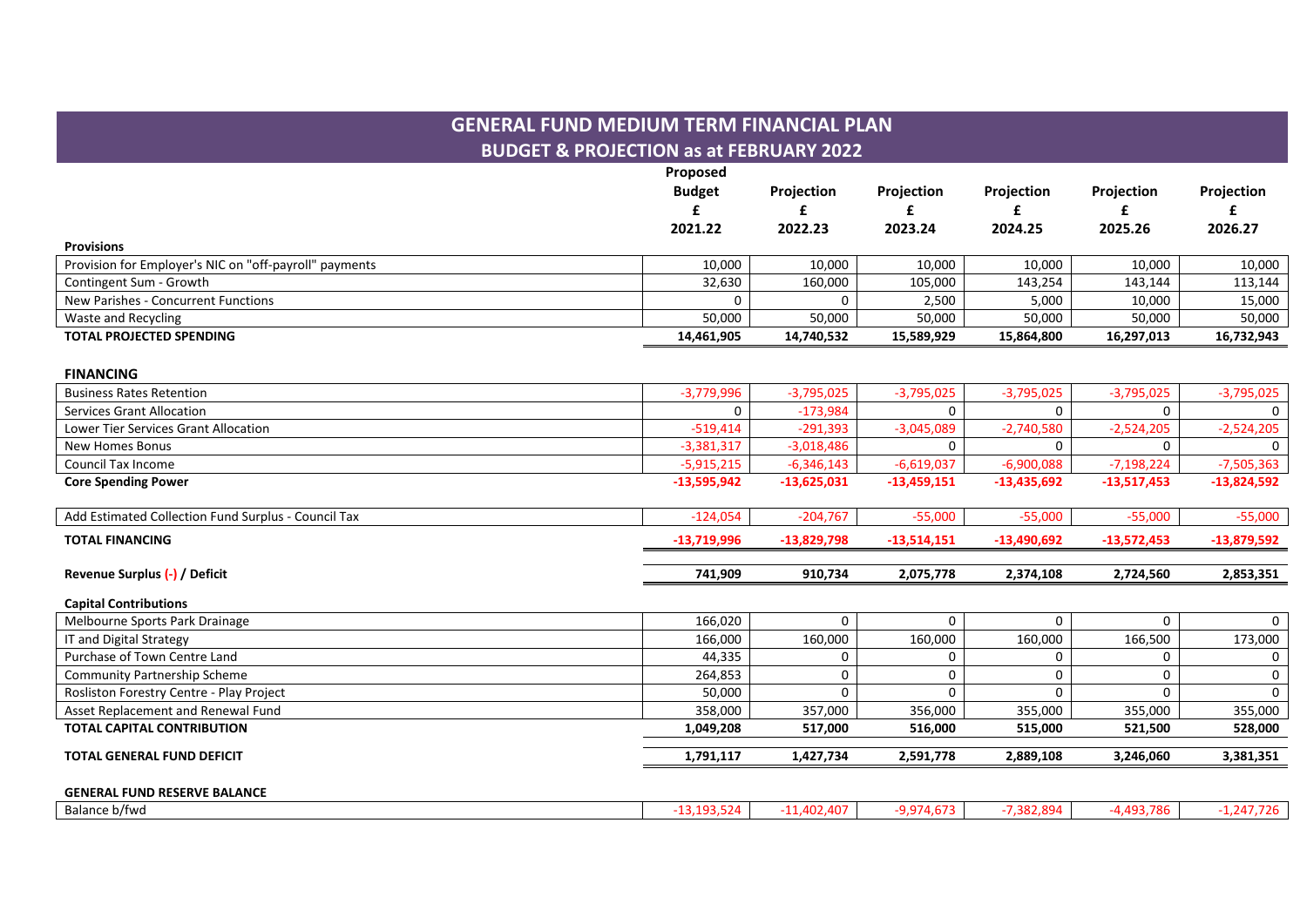# GENERAL FUND MEDIUM TERM FINANCIAL PLAN

## BUDGET & PROJECTION as at FEBRUARY 2022

| | Proposed Budget £ 2021.22 | Projection £ 2022.23 | Projection £ 2023.24 | Projection £ 2024.25 | Projection £ 2025.26 | Projection £ 2026.27 |
|---|---|---|---|---|---|---|
| **Provisions** | | | | | | |
| Provision for Employer's NIC on "off-payroll" payments | 10,000 | 10,000 | 10,000 | 10,000 | 10,000 | 10,000 |
| Contingent Sum - Growth | 32,630 | 160,000 | 105,000 | 143,254 | 143,144 | 113,144 |
| New Parishes - Concurrent Functions | 0 | 0 | 2,500 | 5,000 | 10,000 | 15,000 |
| Waste and Recycling | 50,000 | 50,000 | 50,000 | 50,000 | 50,000 | 50,000 |
| **TOTAL PROJECTED SPENDING** | **14,461,905** | **14,740,532** | **15,589,929** | **15,864,800** | **16,297,013** | **16,732,943** |
| | | | | | | |
| **FINANCING** | | | | | | |
| Business Rates Retention | -3,779,996 | -3,795,025 | -3,795,025 | -3,795,025 | -3,795,025 | -3,795,025 |
| Services Grant Allocation | 0 | -173,984 | 0 | 0 | 0 | 0 |
| Lower Tier Services Grant Allocation | -519,414 | -291,393 | -3,045,089 | -2,740,580 | -2,524,205 | -2,524,205 |
| New Homes Bonus | -3,381,317 | -3,018,486 | 0 | 0 | 0 | 0 |
| Council Tax Income | -5,915,215 | -6,346,143 | -6,619,037 | -6,900,088 | -7,198,224 | -7,505,363 |
| **Core Spending Power** | **-13,595,942** | **-13,625,031** | **-13,459,151** | **-13,435,692** | **-13,517,453** | **-13,824,592** |
| | | | | | | |
| Add Estimated Collection Fund Surplus - Council Tax | -124,054 | -204,767 | -55,000 | -55,000 | -55,000 | -55,000 |
| **TOTAL FINANCING** | **-13,719,996** | **-13,829,798** | **-13,514,151** | **-13,490,692** | **-13,572,453** | **-13,879,592** |
| | | | | | | |
| **Revenue Surplus (-) / Deficit** | **741,909** | **910,734** | **2,075,778** | **2,374,108** | **2,724,560** | **2,853,351** |
| | | | | | | |
| **Capital Contributions** | | | | | | |
| Melbourne Sports Park Drainage | 166,020 | 0 | 0 | 0 | 0 | 0 |
| IT and Digital Strategy | 166,000 | 160,000 | 160,000 | 160,000 | 166,500 | 173,000 |
| Purchase of Town Centre Land | 44,335 | 0 | 0 | 0 | 0 | 0 |
| Community Partnership Scheme | 264,853 | 0 | 0 | 0 | 0 | 0 |
| Rosliston Forestry Centre - Play Project | 50,000 | 0 | 0 | 0 | 0 | 0 |
| Asset Replacement and Renewal Fund | 358,000 | 357,000 | 356,000 | 355,000 | 355,000 | 355,000 |
| **TOTAL CAPITAL CONTRIBUTION** | **1,049,208** | **517,000** | **516,000** | **515,000** | **521,500** | **528,000** |
| | | | | | | |
| **TOTAL GENERAL FUND DEFICIT** | **1,791,117** | **1,427,734** | **2,591,778** | **2,889,108** | **3,246,060** | **3,381,351** |
| | | | | | | |
| **GENERAL FUND RESERVE BALANCE** | | | | | | |
| Balance b/fwd | -13,193,524 | -11,402,407 | -9,974,673 | -7,382,894 | -4,493,786 | -1,247,726 |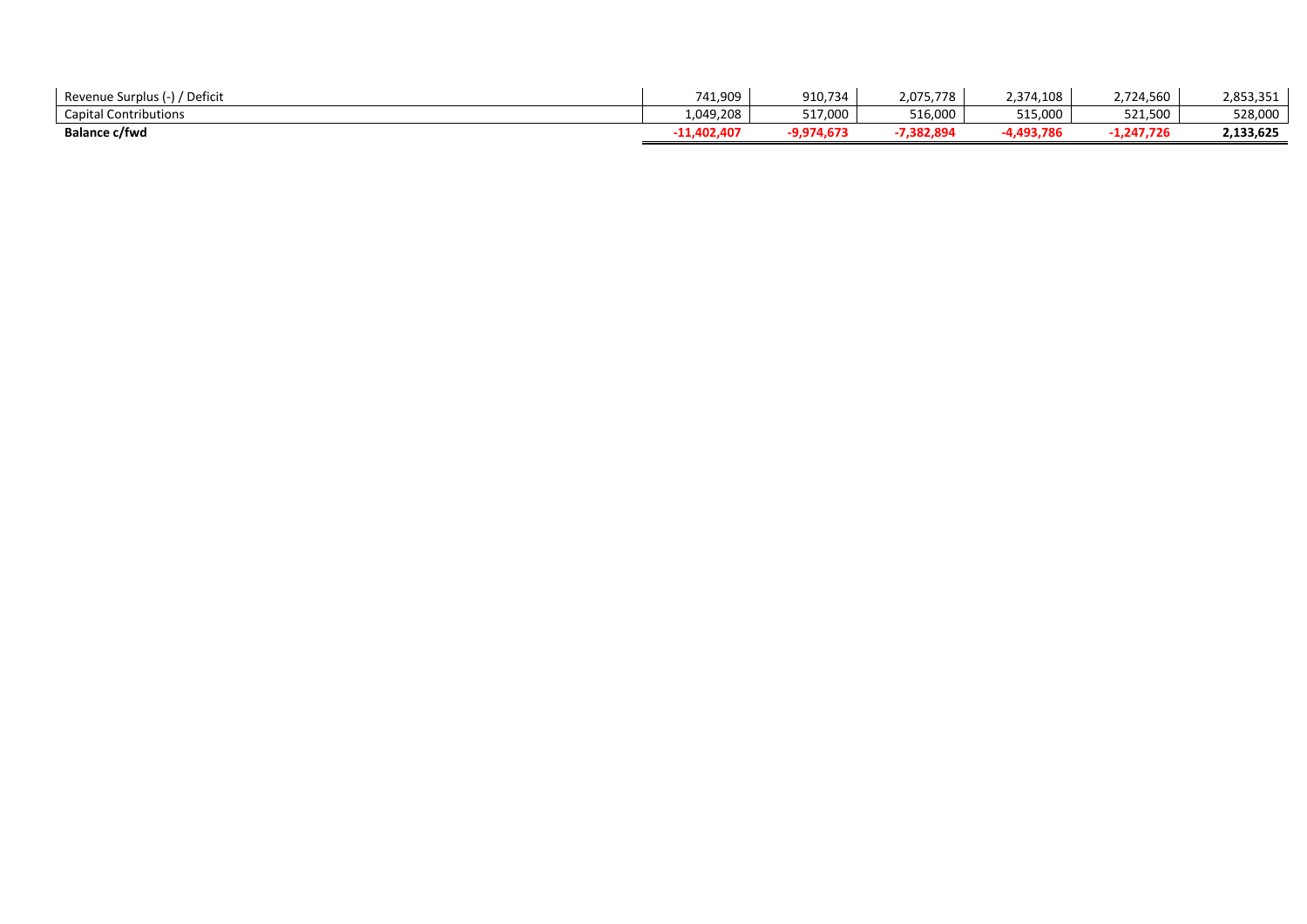| | | | | | | |
|---|---|---|---|---|---|---|
| Revenue Surplus (-) / Deficit | 741,909 | 910,734 | 2,075,778 | 2,374,108 | 2,724,560 | 2,853,351 |
| Capital Contributions | 1,049,208 | 517,000 | 516,000 | 515,000 | 521,500 | 528,000 |
| **Balance c/fwd** | **-11,402,407** | **-9,974,673** | **-7,382,894** | **-4,493,786** | **-1,247,726** | **2,133,625** |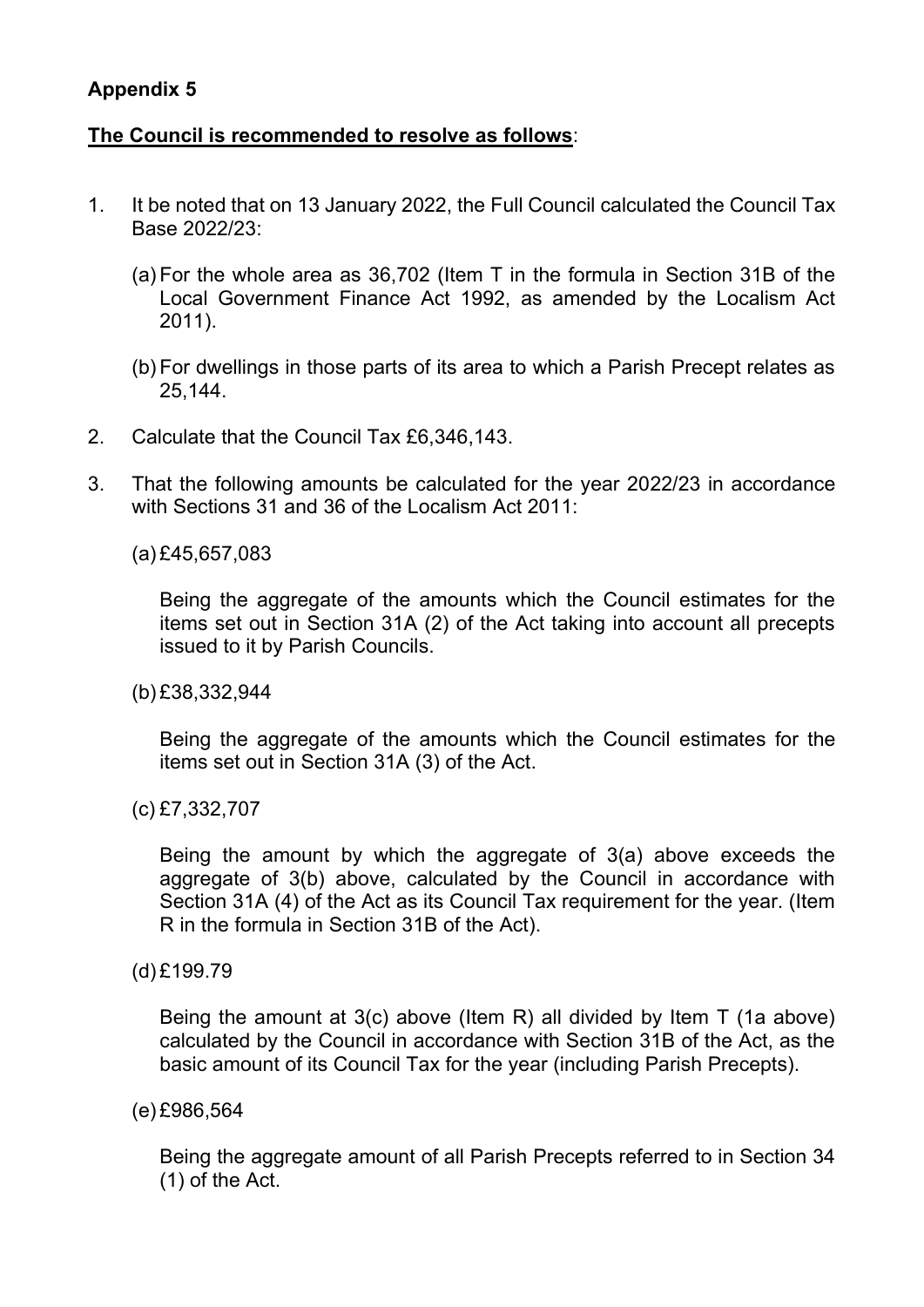## Appendix 5

**The Council is recommended to resolve as follows**:

1. It be noted that on 13 January 2022, the Full Council calculated the Council Tax Base 2022/23:

   (a) For the whole area as 36,702 (Item T in the formula in Section 31B of the Local Government Finance Act 1992, as amended by the Localism Act 2011).

   (b) For dwellings in those parts of its area to which a Parish Precept relates as 25,144.

2. Calculate that the Council Tax £6,346,143.

3. That the following amounts be calculated for the year 2022/23 in accordance with Sections 31 and 36 of the Localism Act 2011:

   (a) £45,657,083

   Being the aggregate of the amounts which the Council estimates for the items set out in Section 31A (2) of the Act taking into account all precepts issued to it by Parish Councils.

   (b) £38,332,944

   Being the aggregate of the amounts which the Council estimates for the items set out in Section 31A (3) of the Act.

   (c) £7,332,707

   Being the amount by which the aggregate of 3(a) above exceeds the aggregate of 3(b) above, calculated by the Council in accordance with Section 31A (4) of the Act as its Council Tax requirement for the year. (Item R in the formula in Section 31B of the Act).

   (d) £199.79

   Being the amount at 3(c) above (Item R) all divided by Item T (1a above) calculated by the Council in accordance with Section 31B of the Act, as the basic amount of its Council Tax for the year (including Parish Precepts).

   (e) £986,564

   Being the aggregate amount of all Parish Precepts referred to in Section 34 (1) of the Act.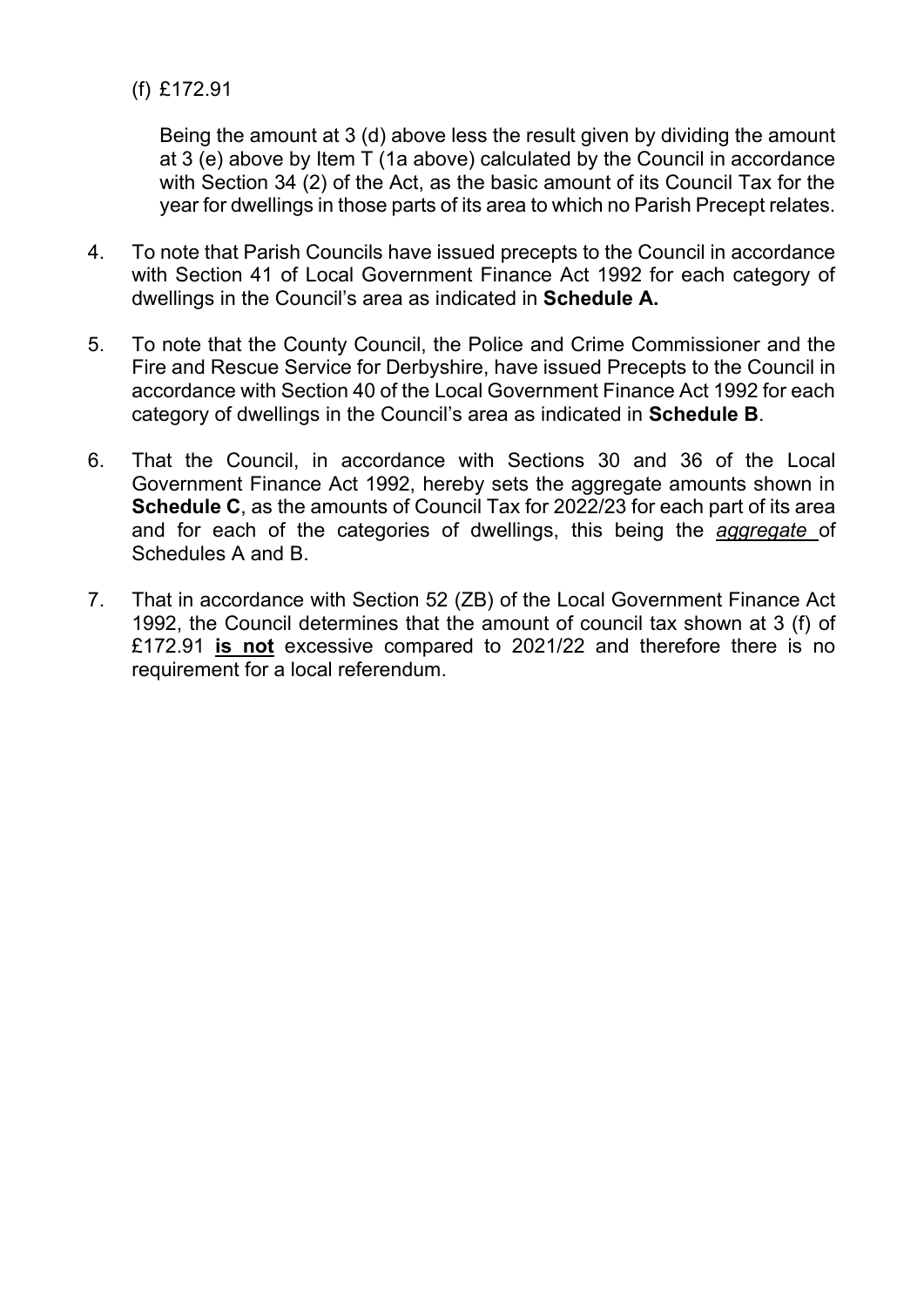(f) £172.91

Being the amount at 3 (d) above less the result given by dividing the amount at 3 (e) above by Item T (1a above) calculated by the Council in accordance with Section 34 (2) of the Act, as the basic amount of its Council Tax for the year for dwellings in those parts of its area to which no Parish Precept relates.

4. To note that Parish Councils have issued precepts to the Council in accordance with Section 41 of Local Government Finance Act 1992 for each category of dwellings in the Council's area as indicated in **Schedule A.**

5. To note that the County Council, the Police and Crime Commissioner and the Fire and Rescue Service for Derbyshire, have issued Precepts to the Council in accordance with Section 40 of the Local Government Finance Act 1992 for each category of dwellings in the Council's area as indicated in **Schedule B**.

6. That the Council, in accordance with Sections 30 and 36 of the Local Government Finance Act 1992, hereby sets the aggregate amounts shown in **Schedule C**, as the amounts of Council Tax for 2022/23 for each part of its area and for each of the categories of dwellings, this being the *aggregate* of Schedules A and B.

7. That in accordance with Section 52 (ZB) of the Local Government Finance Act 1992, the Council determines that the amount of council tax shown at 3 (f) of £172.91 **is not** excessive compared to 2021/22 and therefore there is no requirement for a local referendum.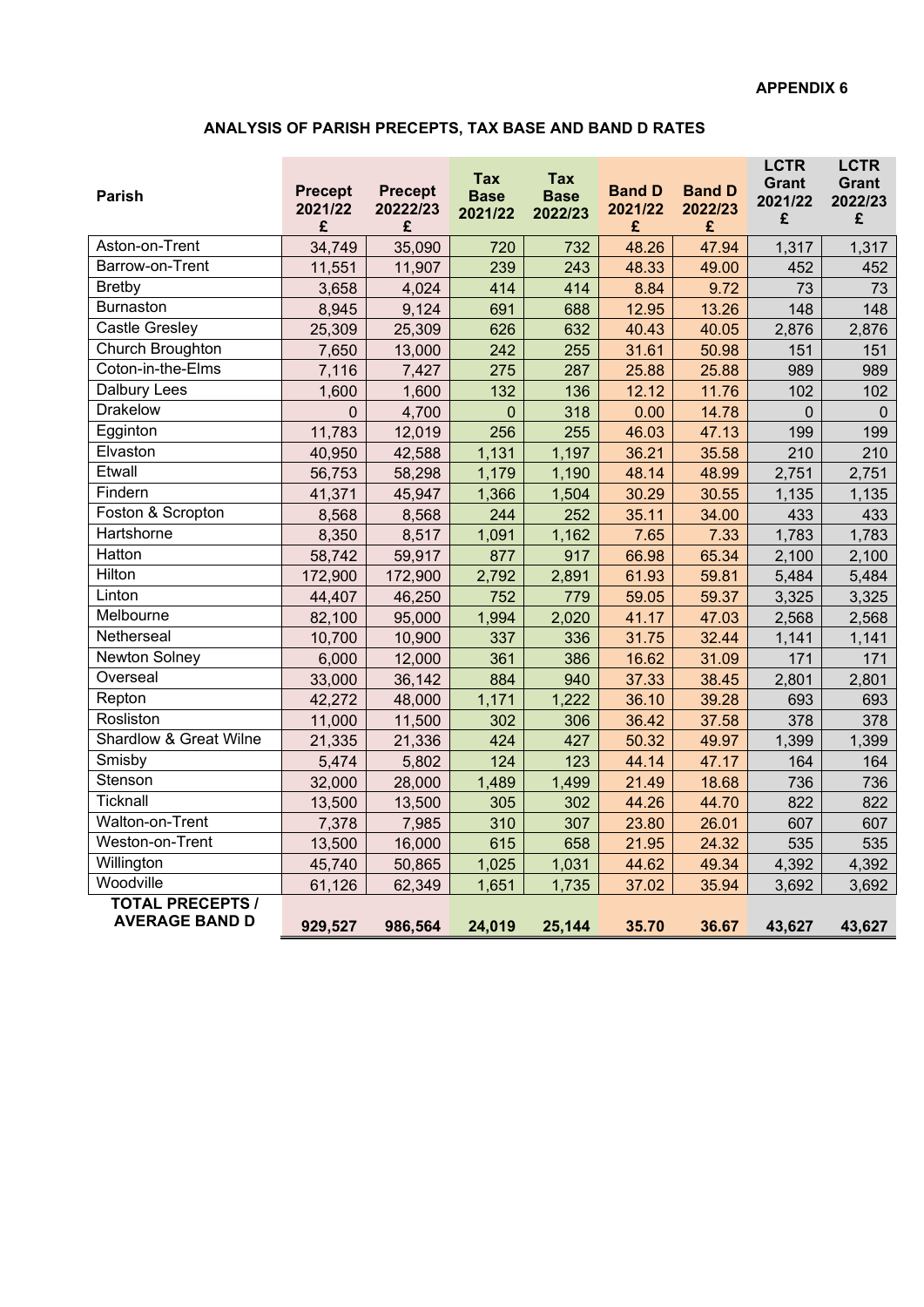**APPENDIX 6**

**ANALYSIS OF PARISH PRECEPTS, TAX BASE AND BAND D RATES**

| Parish | Precept 2021/22 £ | Precept 20222/23 £ | Tax Base 2021/22 | Tax Base 2022/23 | Band D 2021/22 £ | Band D 2022/23 £ | LCTR Grant 2021/22 £ | LCTR Grant 2022/23 £ |
|---|---|---|---|---|---|---|---|---|
| Aston-on-Trent | 34,749 | 35,090 | 720 | 732 | 48.26 | 47.94 | 1,317 | 1,317 |
| Barrow-on-Trent | 11,551 | 11,907 | 239 | 243 | 48.33 | 49.00 | 452 | 452 |
| Bretby | 3,658 | 4,024 | 414 | 414 | 8.84 | 9.72 | 73 | 73 |
| Burnaston | 8,945 | 9,124 | 691 | 688 | 12.95 | 13.26 | 148 | 148 |
| Castle Gresley | 25,309 | 25,309 | 626 | 632 | 40.43 | 40.05 | 2,876 | 2,876 |
| Church Broughton | 7,650 | 13,000 | 242 | 255 | 31.61 | 50.98 | 151 | 151 |
| Coton-in-the-Elms | 7,116 | 7,427 | 275 | 287 | 25.88 | 25.88 | 989 | 989 |
| Dalbury Lees | 1,600 | 1,600 | 132 | 136 | 12.12 | 11.76 | 102 | 102 |
| Drakelow | 0 | 4,700 | 0 | 318 | 0.00 | 14.78 | 0 | 0 |
| Egginton | 11,783 | 12,019 | 256 | 255 | 46.03 | 47.13 | 199 | 199 |
| Elvaston | 40,950 | 42,588 | 1,131 | 1,197 | 36.21 | 35.58 | 210 | 210 |
| Etwall | 56,753 | 58,298 | 1,179 | 1,190 | 48.14 | 48.99 | 2,751 | 2,751 |
| Findern | 41,371 | 45,947 | 1,366 | 1,504 | 30.29 | 30.55 | 1,135 | 1,135 |
| Foston & Scropton | 8,568 | 8,568 | 244 | 252 | 35.11 | 34.00 | 433 | 433 |
| Hartshorne | 8,350 | 8,517 | 1,091 | 1,162 | 7.65 | 7.33 | 1,783 | 1,783 |
| Hatton | 58,742 | 59,917 | 877 | 917 | 66.98 | 65.34 | 2,100 | 2,100 |
| Hilton | 172,900 | 172,900 | 2,792 | 2,891 | 61.93 | 59.81 | 5,484 | 5,484 |
| Linton | 44,407 | 46,250 | 752 | 779 | 59.05 | 59.37 | 3,325 | 3,325 |
| Melbourne | 82,100 | 95,000 | 1,994 | 2,020 | 41.17 | 47.03 | 2,568 | 2,568 |
| Netherseal | 10,700 | 10,900 | 337 | 336 | 31.75 | 32.44 | 1,141 | 1,141 |
| Newton Solney | 6,000 | 12,000 | 361 | 386 | 16.62 | 31.09 | 171 | 171 |
| Overseal | 33,000 | 36,142 | 884 | 940 | 37.33 | 38.45 | 2,801 | 2,801 |
| Repton | 42,272 | 48,000 | 1,171 | 1,222 | 36.10 | 39.28 | 693 | 693 |
| Rosliston | 11,000 | 11,500 | 302 | 306 | 36.42 | 37.58 | 378 | 378 |
| Shardlow & Great Wilne | 21,335 | 21,336 | 424 | 427 | 50.32 | 49.97 | 1,399 | 1,399 |
| Smisby | 5,474 | 5,802 | 124 | 123 | 44.14 | 47.17 | 164 | 164 |
| Stenson | 32,000 | 28,000 | 1,489 | 1,499 | 21.49 | 18.68 | 736 | 736 |
| Ticknall | 13,500 | 13,500 | 305 | 302 | 44.26 | 44.70 | 822 | 822 |
| Walton-on-Trent | 7,378 | 7,985 | 310 | 307 | 23.80 | 26.01 | 607 | 607 |
| Weston-on-Trent | 13,500 | 16,000 | 615 | 658 | 21.95 | 24.32 | 535 | 535 |
| Willington | 45,740 | 50,865 | 1,025 | 1,031 | 44.62 | 49.34 | 4,392 | 4,392 |
| Woodville | 61,126 | 62,349 | 1,651 | 1,735 | 37.02 | 35.94 | 3,692 | 3,692 |
| **TOTAL PRECEPTS / AVERAGE BAND D** | **929,527** | **986,564** | **24,019** | **25,144** | **35.70** | **36.67** | **43,627** | **43,627** |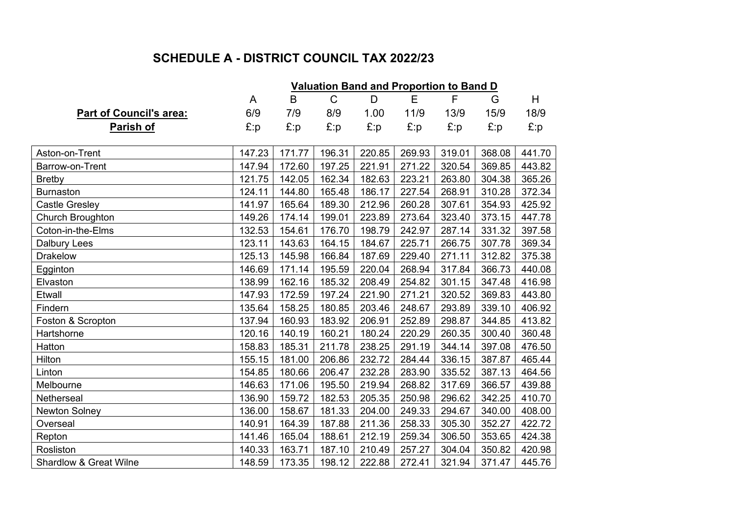## SCHEDULE A - DISTRICT COUNCIL TAX 2022/23

| Part of Council's area: | Valuation Band and Proportion to Band D | | | | | | | |
|---|---|---|---|---|---|---|---|---|
| | A | B | C | D | E | F | G | H |
| | 6/9 | 7/9 | 8/9 | 1.00 | 11/9 | 13/9 | 15/9 | 18/9 |
| Parish of | £:p | £:p | £:p | £:p | £:p | £:p | £:p | £:p |
| Aston-on-Trent | 147.23 | 171.77 | 196.31 | 220.85 | 269.93 | 319.01 | 368.08 | 441.70 |
| Barrow-on-Trent | 147.94 | 172.60 | 197.25 | 221.91 | 271.22 | 320.54 | 369.85 | 443.82 |
| Bretby | 121.75 | 142.05 | 162.34 | 182.63 | 223.21 | 263.80 | 304.38 | 365.26 |
| Burnaston | 124.11 | 144.80 | 165.48 | 186.17 | 227.54 | 268.91 | 310.28 | 372.34 |
| Castle Gresley | 141.97 | 165.64 | 189.30 | 212.96 | 260.28 | 307.61 | 354.93 | 425.92 |
| Church Broughton | 149.26 | 174.14 | 199.01 | 223.89 | 273.64 | 323.40 | 373.15 | 447.78 |
| Coton-in-the-Elms | 132.53 | 154.61 | 176.70 | 198.79 | 242.97 | 287.14 | 331.32 | 397.58 |
| Dalbury Lees | 123.11 | 143.63 | 164.15 | 184.67 | 225.71 | 266.75 | 307.78 | 369.34 |
| Drakelow | 125.13 | 145.98 | 166.84 | 187.69 | 229.40 | 271.11 | 312.82 | 375.38 |
| Egginton | 146.69 | 171.14 | 195.59 | 220.04 | 268.94 | 317.84 | 366.73 | 440.08 |
| Elvaston | 138.99 | 162.16 | 185.32 | 208.49 | 254.82 | 301.15 | 347.48 | 416.98 |
| Etwall | 147.93 | 172.59 | 197.24 | 221.90 | 271.21 | 320.52 | 369.83 | 443.80 |
| Findern | 135.64 | 158.25 | 180.85 | 203.46 | 248.67 | 293.89 | 339.10 | 406.92 |
| Foston & Scropton | 137.94 | 160.93 | 183.92 | 206.91 | 252.89 | 298.87 | 344.85 | 413.82 |
| Hartshorne | 120.16 | 140.19 | 160.21 | 180.24 | 220.29 | 260.35 | 300.40 | 360.48 |
| Hatton | 158.83 | 185.31 | 211.78 | 238.25 | 291.19 | 344.14 | 397.08 | 476.50 |
| Hilton | 155.15 | 181.00 | 206.86 | 232.72 | 284.44 | 336.15 | 387.87 | 465.44 |
| Linton | 154.85 | 180.66 | 206.47 | 232.28 | 283.90 | 335.52 | 387.13 | 464.56 |
| Melbourne | 146.63 | 171.06 | 195.50 | 219.94 | 268.82 | 317.69 | 366.57 | 439.88 |
| Netherseal | 136.90 | 159.72 | 182.53 | 205.35 | 250.98 | 296.62 | 342.25 | 410.70 |
| Newton Solney | 136.00 | 158.67 | 181.33 | 204.00 | 249.33 | 294.67 | 340.00 | 408.00 |
| Overseal | 140.91 | 164.39 | 187.88 | 211.36 | 258.33 | 305.30 | 352.27 | 422.72 |
| Repton | 141.46 | 165.04 | 188.61 | 212.19 | 259.34 | 306.50 | 353.65 | 424.38 |
| Rosliston | 140.33 | 163.71 | 187.10 | 210.49 | 257.27 | 304.04 | 350.82 | 420.98 |
| Shardlow & Great Wilne | 148.59 | 173.35 | 198.12 | 222.88 | 272.41 | 321.94 | 371.47 | 445.76 |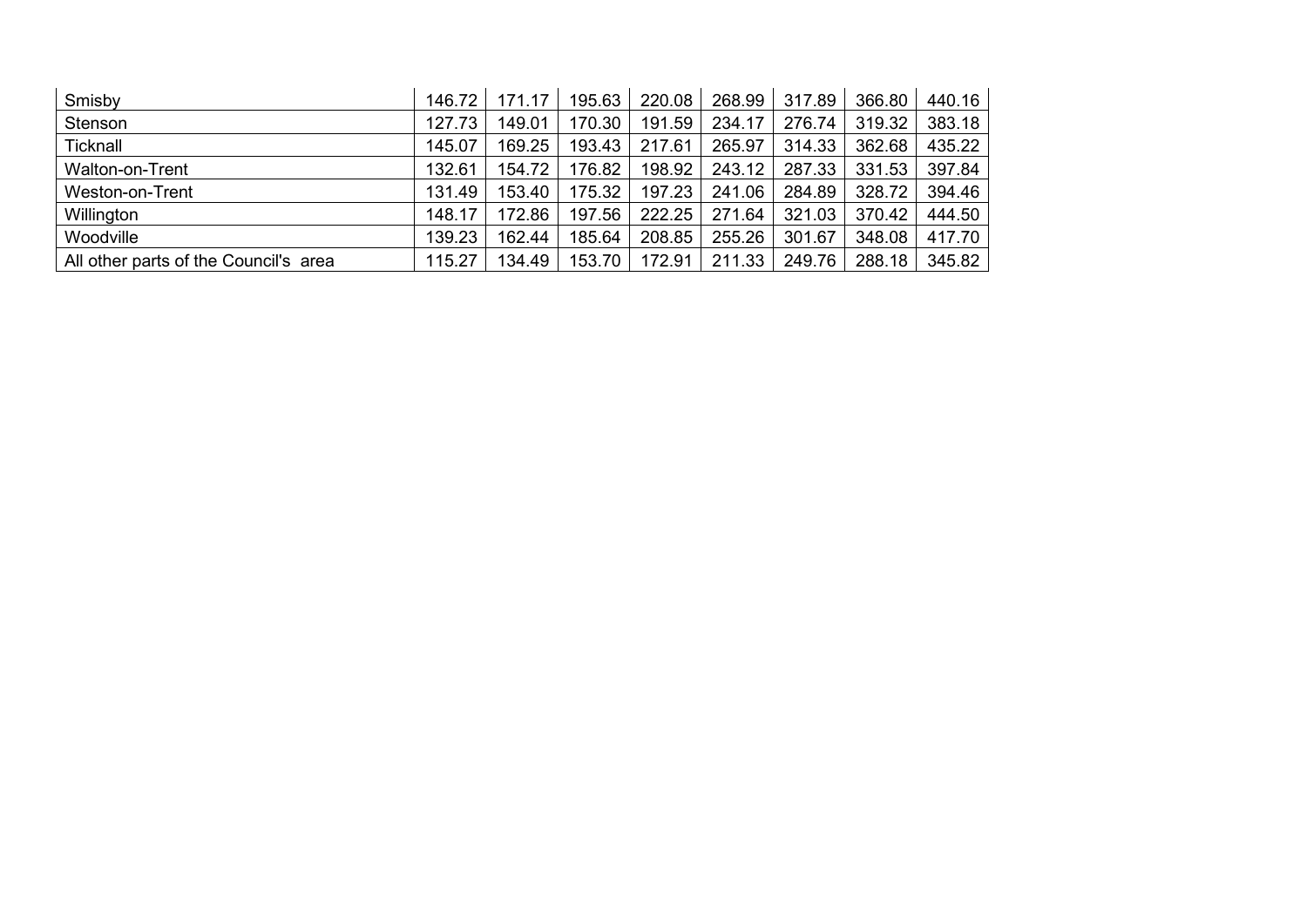| | | | | | | | | |
|---|---|---|---|---|---|---|---|---|
| Smisby | 146.72 | 171.17 | 195.63 | 220.08 | 268.99 | 317.89 | 366.80 | 440.16 |
| Stenson | 127.73 | 149.01 | 170.30 | 191.59 | 234.17 | 276.74 | 319.32 | 383.18 |
| Ticknall | 145.07 | 169.25 | 193.43 | 217.61 | 265.97 | 314.33 | 362.68 | 435.22 |
| Walton-on-Trent | 132.61 | 154.72 | 176.82 | 198.92 | 243.12 | 287.33 | 331.53 | 397.84 |
| Weston-on-Trent | 131.49 | 153.40 | 175.32 | 197.23 | 241.06 | 284.89 | 328.72 | 394.46 |
| Willington | 148.17 | 172.86 | 197.56 | 222.25 | 271.64 | 321.03 | 370.42 | 444.50 |
| Woodville | 139.23 | 162.44 | 185.64 | 208.85 | 255.26 | 301.67 | 348.08 | 417.70 |
| All other parts of the Council's area | 115.27 | 134.49 | 153.70 | 172.91 | 211.33 | 249.76 | 288.18 | 345.82 |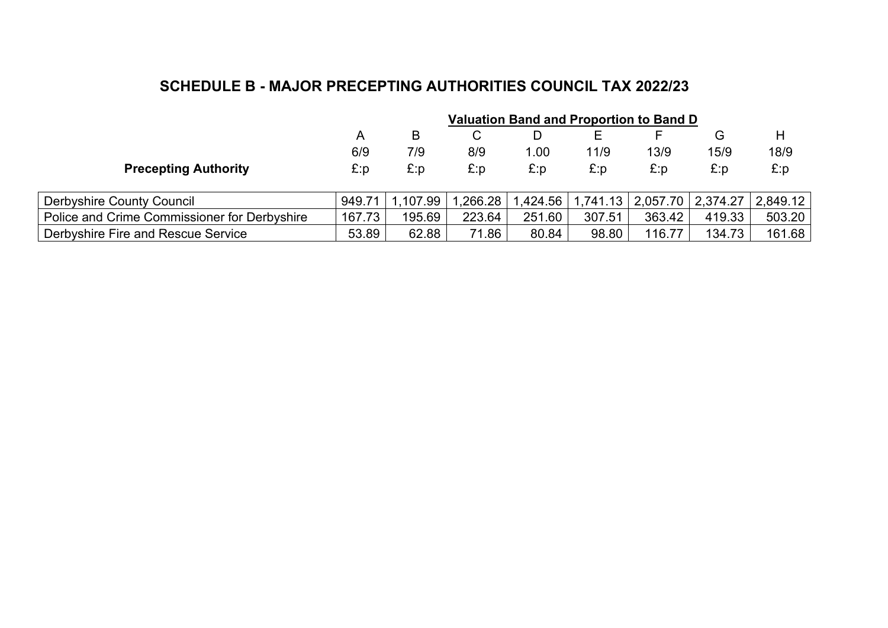## SCHEDULE B - MAJOR PRECEPTING AUTHORITIES COUNCIL TAX 2022/23

| | Valuation Band and Proportion to Band D | | | | | | | |
|---|---|---|---|---|---|---|---|---|
| | A | B | C | D | E | F | G | H |
| | 6/9 | 7/9 | 8/9 | 1.00 | 11/9 | 13/9 | 15/9 | 18/9 |
| **Precepting Authority** | £:p | £:p | £:p | £:p | £:p | £:p | £:p | £:p |
| Derbyshire County Council | 949.71 | 1,107.99 | 1,266.28 | 1,424.56 | 1,741.13 | 2,057.70 | 2,374.27 | 2,849.12 |
| Police and Crime Commissioner for Derbyshire | 167.73 | 195.69 | 223.64 | 251.60 | 307.51 | 363.42 | 419.33 | 503.20 |
| Derbyshire Fire and Rescue Service | 53.89 | 62.88 | 71.86 | 80.84 | 98.80 | 116.77 | 134.73 | 161.68 |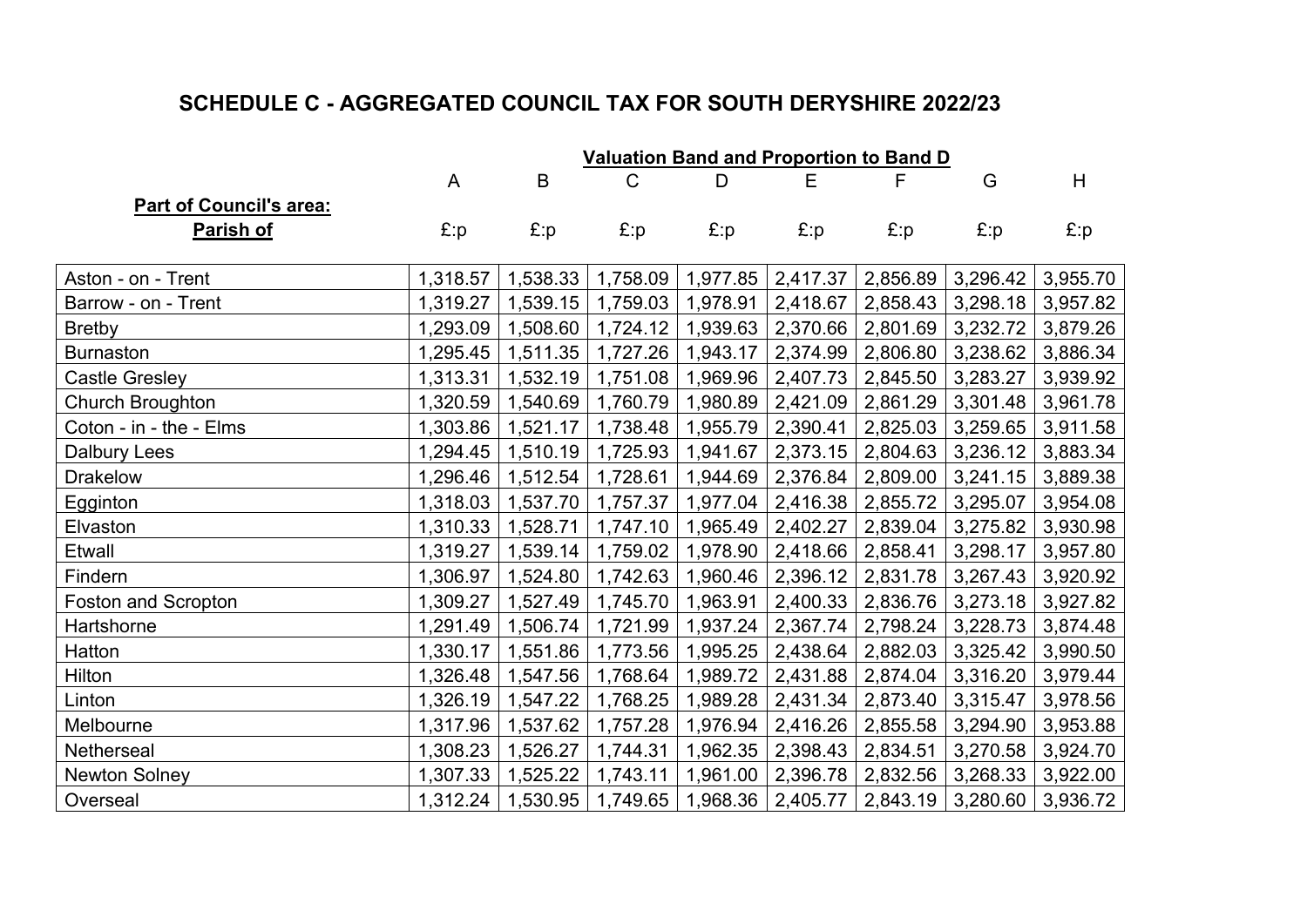## SCHEDULE C - AGGREGATED COUNCIL TAX FOR SOUTH DERYSHIRE 2022/23

| | Valuation Band and Proportion to Band D | | | | | | | |
|---|---|---|---|---|---|---|---|---|
| | A | B | C | D | E | F | G | H |
| **Part of Council's area:** | | | | | | | | |
| **Parish of** | £:p | £:p | £:p | £:p | £:p | £:p | £:p | £:p |
| Aston - on - Trent | 1,318.57 | 1,538.33 | 1,758.09 | 1,977.85 | 2,417.37 | 2,856.89 | 3,296.42 | 3,955.70 |
| Barrow - on - Trent | 1,319.27 | 1,539.15 | 1,759.03 | 1,978.91 | 2,418.67 | 2,858.43 | 3,298.18 | 3,957.82 |
| Bretby | 1,293.09 | 1,508.60 | 1,724.12 | 1,939.63 | 2,370.66 | 2,801.69 | 3,232.72 | 3,879.26 |
| Burnaston | 1,295.45 | 1,511.35 | 1,727.26 | 1,943.17 | 2,374.99 | 2,806.80 | 3,238.62 | 3,886.34 |
| Castle Gresley | 1,313.31 | 1,532.19 | 1,751.08 | 1,969.96 | 2,407.73 | 2,845.50 | 3,283.27 | 3,939.92 |
| Church Broughton | 1,320.59 | 1,540.69 | 1,760.79 | 1,980.89 | 2,421.09 | 2,861.29 | 3,301.48 | 3,961.78 |
| Coton - in - the - Elms | 1,303.86 | 1,521.17 | 1,738.48 | 1,955.79 | 2,390.41 | 2,825.03 | 3,259.65 | 3,911.58 |
| Dalbury Lees | 1,294.45 | 1,510.19 | 1,725.93 | 1,941.67 | 2,373.15 | 2,804.63 | 3,236.12 | 3,883.34 |
| Drakelow | 1,296.46 | 1,512.54 | 1,728.61 | 1,944.69 | 2,376.84 | 2,809.00 | 3,241.15 | 3,889.38 |
| Egginton | 1,318.03 | 1,537.70 | 1,757.37 | 1,977.04 | 2,416.38 | 2,855.72 | 3,295.07 | 3,954.08 |
| Elvaston | 1,310.33 | 1,528.71 | 1,747.10 | 1,965.49 | 2,402.27 | 2,839.04 | 3,275.82 | 3,930.98 |
| Etwall | 1,319.27 | 1,539.14 | 1,759.02 | 1,978.90 | 2,418.66 | 2,858.41 | 3,298.17 | 3,957.80 |
| Findern | 1,306.97 | 1,524.80 | 1,742.63 | 1,960.46 | 2,396.12 | 2,831.78 | 3,267.43 | 3,920.92 |
| Foston and Scropton | 1,309.27 | 1,527.49 | 1,745.70 | 1,963.91 | 2,400.33 | 2,836.76 | 3,273.18 | 3,927.82 |
| Hartshorne | 1,291.49 | 1,506.74 | 1,721.99 | 1,937.24 | 2,367.74 | 2,798.24 | 3,228.73 | 3,874.48 |
| Hatton | 1,330.17 | 1,551.86 | 1,773.56 | 1,995.25 | 2,438.64 | 2,882.03 | 3,325.42 | 3,990.50 |
| Hilton | 1,326.48 | 1,547.56 | 1,768.64 | 1,989.72 | 2,431.88 | 2,874.04 | 3,316.20 | 3,979.44 |
| Linton | 1,326.19 | 1,547.22 | 1,768.25 | 1,989.28 | 2,431.34 | 2,873.40 | 3,315.47 | 3,978.56 |
| Melbourne | 1,317.96 | 1,537.62 | 1,757.28 | 1,976.94 | 2,416.26 | 2,855.58 | 3,294.90 | 3,953.88 |
| Netherseal | 1,308.23 | 1,526.27 | 1,744.31 | 1,962.35 | 2,398.43 | 2,834.51 | 3,270.58 | 3,924.70 |
| Newton Solney | 1,307.33 | 1,525.22 | 1,743.11 | 1,961.00 | 2,396.78 | 2,832.56 | 3,268.33 | 3,922.00 |
| Overseal | 1,312.24 | 1,530.95 | 1,749.65 | 1,968.36 | 2,405.77 | 2,843.19 | 3,280.60 | 3,936.72 |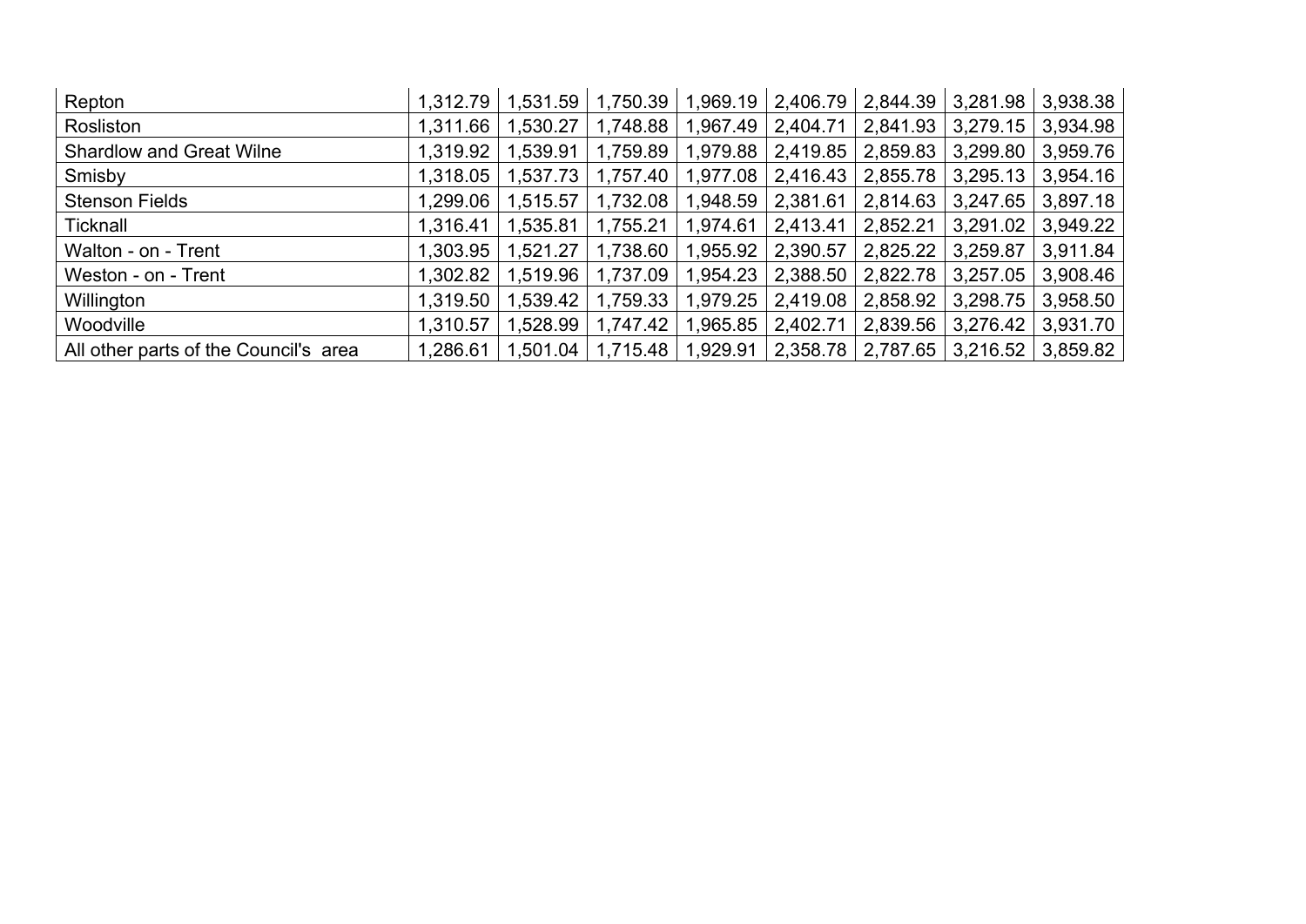| | | | | | | | | |
|---|---|---|---|---|---|---|---|---|
| Repton | 1,312.79 | 1,531.59 | 1,750.39 | 1,969.19 | 2,406.79 | 2,844.39 | 3,281.98 | 3,938.38 |
| Rosliston | 1,311.66 | 1,530.27 | 1,748.88 | 1,967.49 | 2,404.71 | 2,841.93 | 3,279.15 | 3,934.98 |
| Shardlow and Great Wilne | 1,319.92 | 1,539.91 | 1,759.89 | 1,979.88 | 2,419.85 | 2,859.83 | 3,299.80 | 3,959.76 |
| Smisby | 1,318.05 | 1,537.73 | 1,757.40 | 1,977.08 | 2,416.43 | 2,855.78 | 3,295.13 | 3,954.16 |
| Stenson Fields | 1,299.06 | 1,515.57 | 1,732.08 | 1,948.59 | 2,381.61 | 2,814.63 | 3,247.65 | 3,897.18 |
| Ticknall | 1,316.41 | 1,535.81 | 1,755.21 | 1,974.61 | 2,413.41 | 2,852.21 | 3,291.02 | 3,949.22 |
| Walton - on - Trent | 1,303.95 | 1,521.27 | 1,738.60 | 1,955.92 | 2,390.57 | 2,825.22 | 3,259.87 | 3,911.84 |
| Weston - on - Trent | 1,302.82 | 1,519.96 | 1,737.09 | 1,954.23 | 2,388.50 | 2,822.78 | 3,257.05 | 3,908.46 |
| Willington | 1,319.50 | 1,539.42 | 1,759.33 | 1,979.25 | 2,419.08 | 2,858.92 | 3,298.75 | 3,958.50 |
| Woodville | 1,310.57 | 1,528.99 | 1,747.42 | 1,965.85 | 2,402.71 | 2,839.56 | 3,276.42 | 3,931.70 |
| All other parts of the Council's area | 1,286.61 | 1,501.04 | 1,715.48 | 1,929.91 | 2,358.78 | 2,787.65 | 3,216.52 | 3,859.82 |